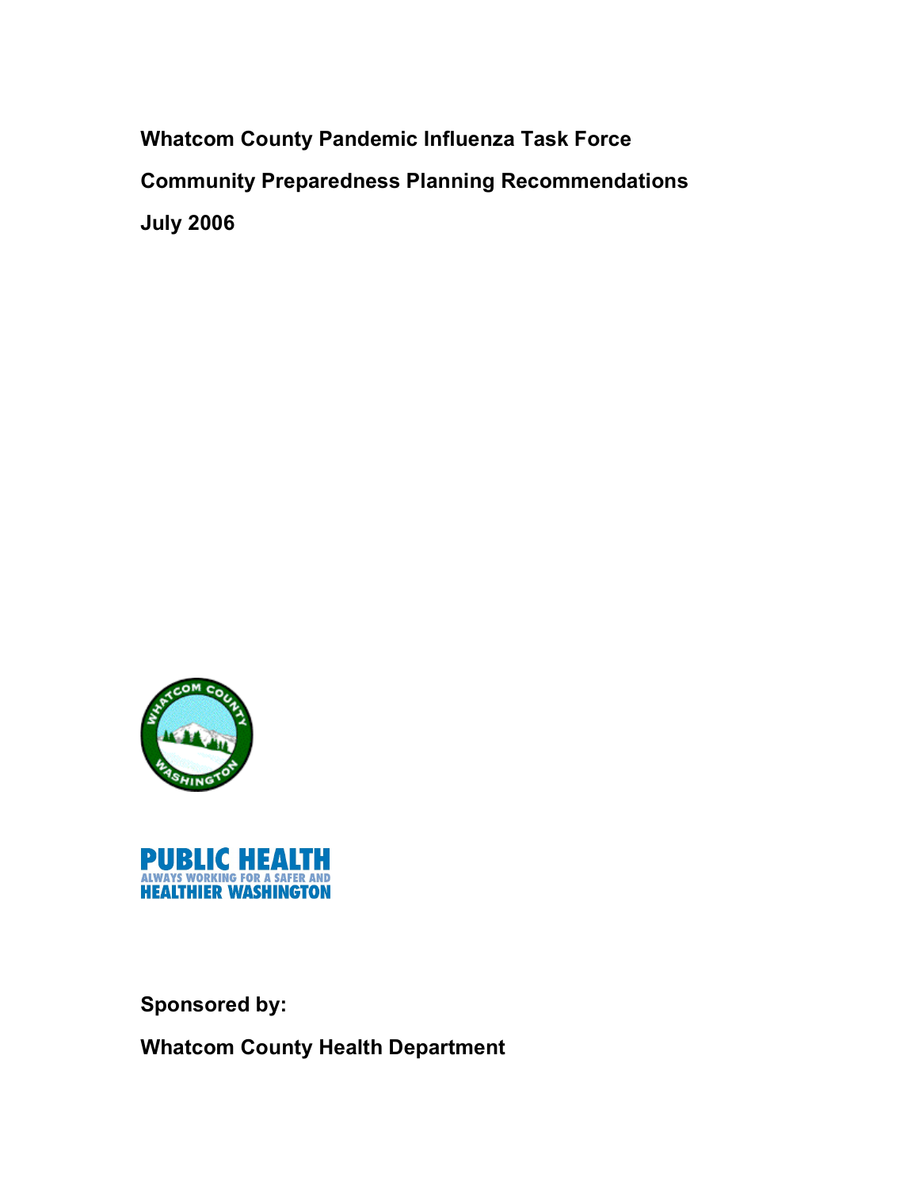# Whatcom County Pandemic Influenza Task Force

## Community Preparedness Planning Recommendations

## July 2006

PUBLIC HEALTH
ALWAYS WORKING FOR A SAFER AND
HEALTHIER WASHINGTON

**Sponsored by:**

**Whatcom County Health Department**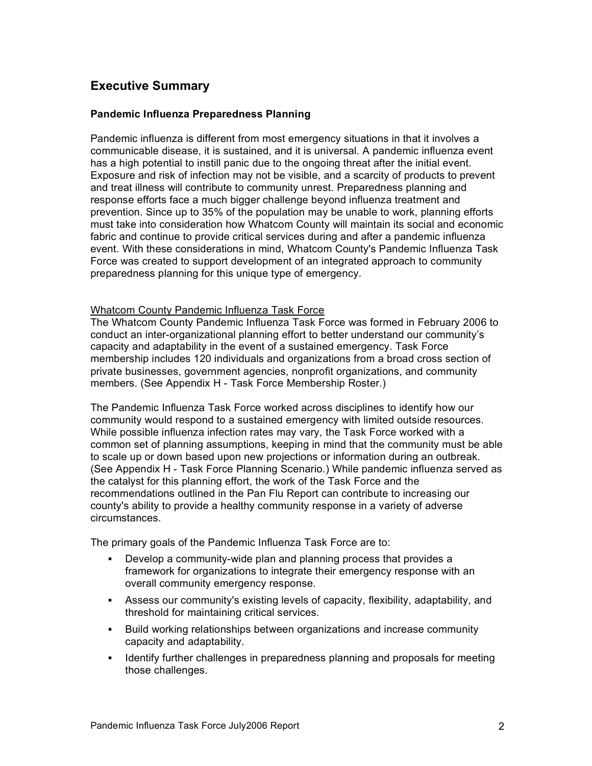## Executive Summary

### Pandemic Influenza Preparedness Planning

Pandemic influenza is different from most emergency situations in that it involves a communicable disease, it is sustained, and it is universal. A pandemic influenza event has a high potential to instill panic due to the ongoing threat after the initial event. Exposure and risk of infection may not be visible, and a scarcity of products to prevent and treat illness will contribute to community unrest. Preparedness planning and response efforts face a much bigger challenge beyond influenza treatment and prevention. Since up to 35% of the population may be unable to work, planning efforts must take into consideration how Whatcom County will maintain its social and economic fabric and continue to provide critical services during and after a pandemic influenza event. With these considerations in mind, Whatcom County's Pandemic Influenza Task Force was created to support development of an integrated approach to community preparedness planning for this unique type of emergency.

<u>Whatcom County Pandemic Influenza Task Force</u>

The Whatcom County Pandemic Influenza Task Force was formed in February 2006 to conduct an inter-organizational planning effort to better understand our community's capacity and adaptability in the event of a sustained emergency. Task Force membership includes 120 individuals and organizations from a broad cross section of private businesses, government agencies, nonprofit organizations, and community members. (See Appendix H - Task Force Membership Roster.)

The Pandemic Influenza Task Force worked across disciplines to identify how our community would respond to a sustained emergency with limited outside resources. While possible influenza infection rates may vary, the Task Force worked with a common set of planning assumptions, keeping in mind that the community must be able to scale up or down based upon new projections or information during an outbreak. (See Appendix H - Task Force Planning Scenario.) While pandemic influenza served as the catalyst for this planning effort, the work of the Task Force and the recommendations outlined in the Pan Flu Report can contribute to increasing our county's ability to provide a healthy community response in a variety of adverse circumstances.

The primary goals of the Pandemic Influenza Task Force are to:

- Develop a community-wide plan and planning process that provides a framework for organizations to integrate their emergency response with an overall community emergency response.
- Assess our community's existing levels of capacity, flexibility, adaptability, and threshold for maintaining critical services.
- Build working relationships between organizations and increase community capacity and adaptability.
- Identify further challenges in preparedness planning and proposals for meeting those challenges.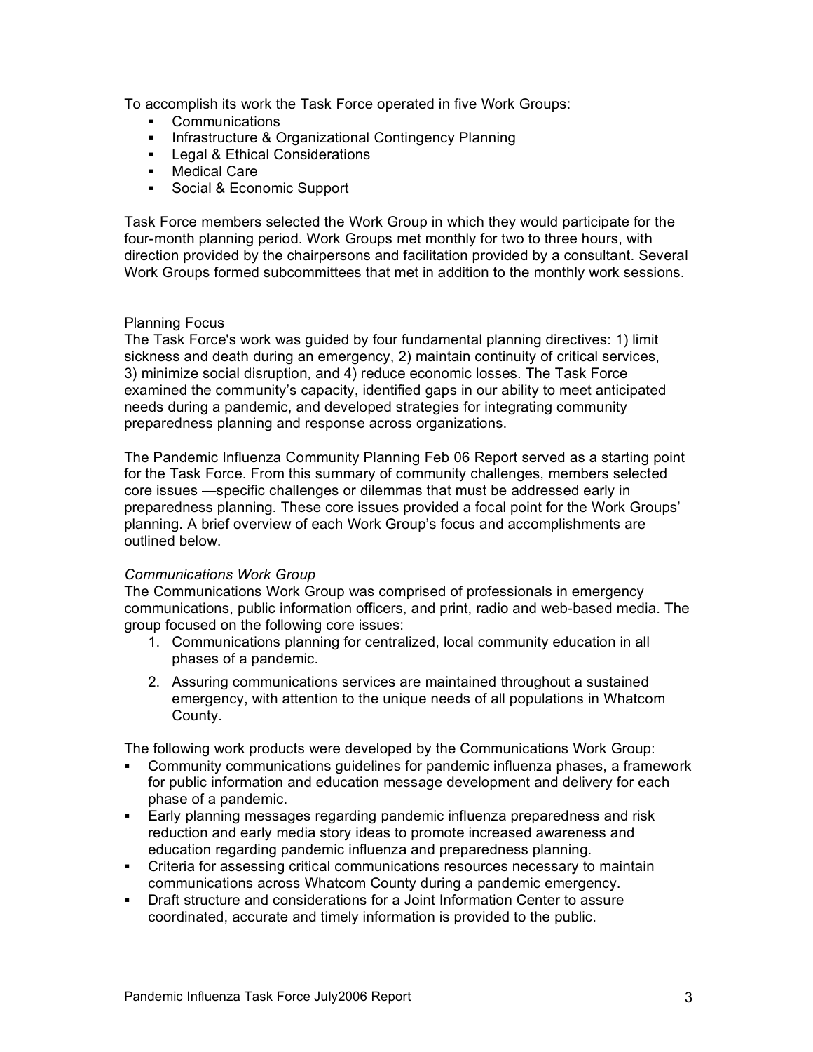To accomplish its work the Task Force operated in five Work Groups:

- Communications
- Infrastructure & Organizational Contingency Planning
- Legal & Ethical Considerations
- Medical Care
- Social & Economic Support

Task Force members selected the Work Group in which they would participate for the four-month planning period. Work Groups met monthly for two to three hours, with direction provided by the chairpersons and facilitation provided by a consultant. Several Work Groups formed subcommittees that met in addition to the monthly work sessions.

## Planning Focus

The Task Force's work was guided by four fundamental planning directives: 1) limit sickness and death during an emergency, 2) maintain continuity of critical services, 3) minimize social disruption, and 4) reduce economic losses. The Task Force examined the community's capacity, identified gaps in our ability to meet anticipated needs during a pandemic, and developed strategies for integrating community preparedness planning and response across organizations.

The Pandemic Influenza Community Planning Feb 06 Report served as a starting point for the Task Force. From this summary of community challenges, members selected core issues —specific challenges or dilemmas that must be addressed early in preparedness planning. These core issues provided a focal point for the Work Groups' planning. A brief overview of each Work Group's focus and accomplishments are outlined below.

### *Communications Work Group*

The Communications Work Group was comprised of professionals in emergency communications, public information officers, and print, radio and web-based media. The group focused on the following core issues:

1. Communications planning for centralized, local community education in all phases of a pandemic.
2. Assuring communications services are maintained throughout a sustained emergency, with attention to the unique needs of all populations in Whatcom County.

The following work products were developed by the Communications Work Group:

- Community communications guidelines for pandemic influenza phases, a framework for public information and education message development and delivery for each phase of a pandemic.
- Early planning messages regarding pandemic influenza preparedness and risk reduction and early media story ideas to promote increased awareness and education regarding pandemic influenza and preparedness planning.
- Criteria for assessing critical communications resources necessary to maintain communications across Whatcom County during a pandemic emergency.
- Draft structure and considerations for a Joint Information Center to assure coordinated, accurate and timely information is provided to the public.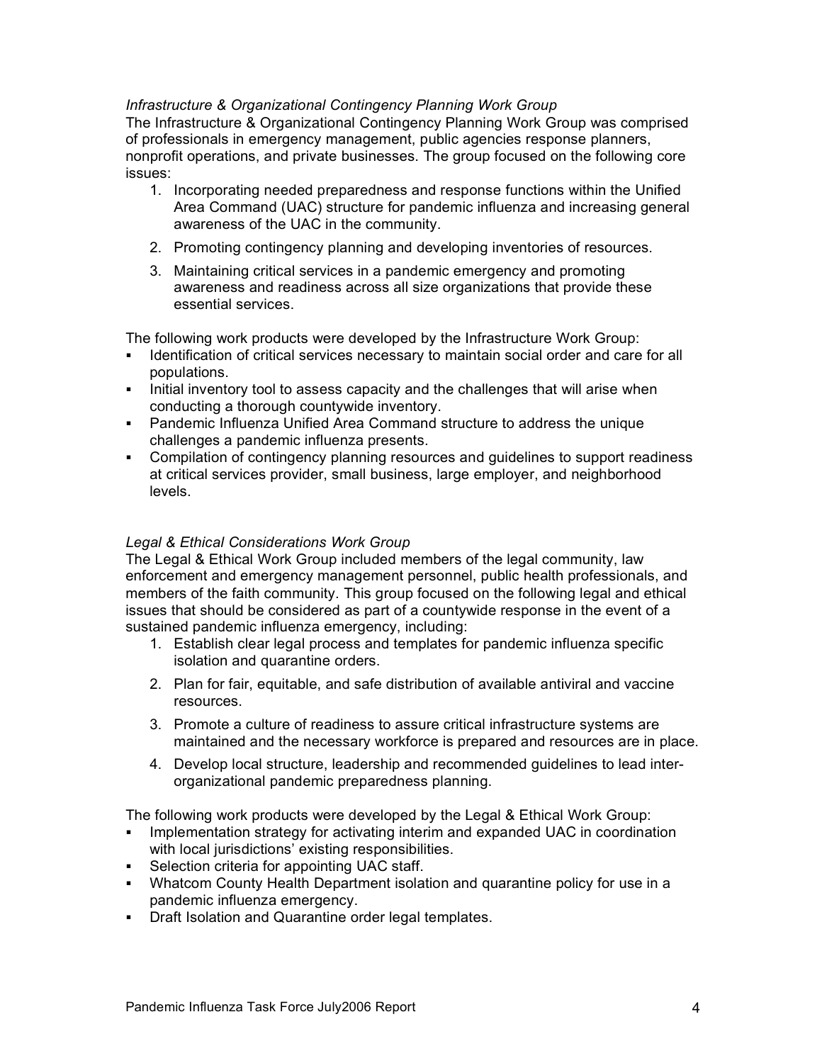*Infrastructure & Organizational Contingency Planning Work Group*

The Infrastructure & Organizational Contingency Planning Work Group was comprised of professionals in emergency management, public agencies response planners, nonprofit operations, and private businesses. The group focused on the following core issues:

1. Incorporating needed preparedness and response functions within the Unified Area Command (UAC) structure for pandemic influenza and increasing general awareness of the UAC in the community.
2. Promoting contingency planning and developing inventories of resources.
3. Maintaining critical services in a pandemic emergency and promoting awareness and readiness across all size organizations that provide these essential services.

The following work products were developed by the Infrastructure Work Group:

- Identification of critical services necessary to maintain social order and care for all populations.
- Initial inventory tool to assess capacity and the challenges that will arise when conducting a thorough countywide inventory.
- Pandemic Influenza Unified Area Command structure to address the unique challenges a pandemic influenza presents.
- Compilation of contingency planning resources and guidelines to support readiness at critical services provider, small business, large employer, and neighborhood levels.

*Legal & Ethical Considerations Work Group*

The Legal & Ethical Work Group included members of the legal community, law enforcement and emergency management personnel, public health professionals, and members of the faith community. This group focused on the following legal and ethical issues that should be considered as part of a countywide response in the event of a sustained pandemic influenza emergency, including:

1. Establish clear legal process and templates for pandemic influenza specific isolation and quarantine orders.
2. Plan for fair, equitable, and safe distribution of available antiviral and vaccine resources.
3. Promote a culture of readiness to assure critical infrastructure systems are maintained and the necessary workforce is prepared and resources are in place.
4. Develop local structure, leadership and recommended guidelines to lead inter-organizational pandemic preparedness planning.

The following work products were developed by the Legal & Ethical Work Group:

- Implementation strategy for activating interim and expanded UAC in coordination with local jurisdictions' existing responsibilities.
- Selection criteria for appointing UAC staff.
- Whatcom County Health Department isolation and quarantine policy for use in a pandemic influenza emergency.
- Draft Isolation and Quarantine order legal templates.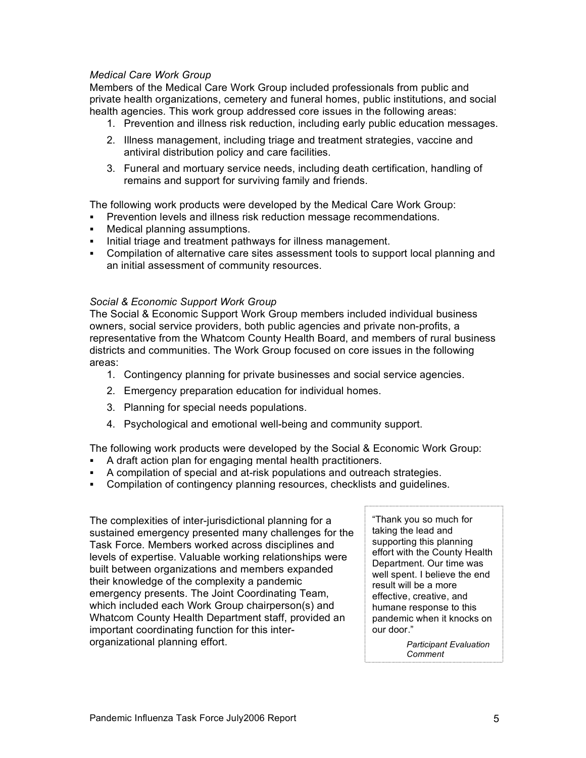*Medical Care Work Group*

Members of the Medical Care Work Group included professionals from public and private health organizations, cemetery and funeral homes, public institutions, and social health agencies. This work group addressed core issues in the following areas:

1. Prevention and illness risk reduction, including early public education messages.
2. Illness management, including triage and treatment strategies, vaccine and antiviral distribution policy and care facilities.
3. Funeral and mortuary service needs, including death certification, handling of remains and support for surviving family and friends.

The following work products were developed by the Medical Care Work Group:

- Prevention levels and illness risk reduction message recommendations.
- Medical planning assumptions.
- Initial triage and treatment pathways for illness management.
- Compilation of alternative care sites assessment tools to support local planning and an initial assessment of community resources.

*Social & Economic Support Work Group*

The Social & Economic Support Work Group members included individual business owners, social service providers, both public agencies and private non-profits, a representative from the Whatcom County Health Board, and members of rural business districts and communities. The Work Group focused on core issues in the following areas:

1. Contingency planning for private businesses and social service agencies.
2. Emergency preparation education for individual homes.
3. Planning for special needs populations.
4. Psychological and emotional well-being and community support.

The following work products were developed by the Social & Economic Work Group:

- A draft action plan for engaging mental health practitioners.
- A compilation of special and at-risk populations and outreach strategies.
- Compilation of contingency planning resources, checklists and guidelines.

The complexities of inter-jurisdictional planning for a sustained emergency presented many challenges for the Task Force. Members worked across disciplines and levels of expertise. Valuable working relationships were built between organizations and members expanded their knowledge of the complexity a pandemic emergency presents. The Joint Coordinating Team, which included each Work Group chairperson(s) and Whatcom County Health Department staff, provided an important coordinating function for this inter-organizational planning effort.

> "Thank you so much for taking the lead and supporting this planning effort with the County Health Department. Our time was well spent. I believe the end result will be a more effective, creative, and humane response to this pandemic when it knocks on our door."
>
> *Participant Evaluation Comment*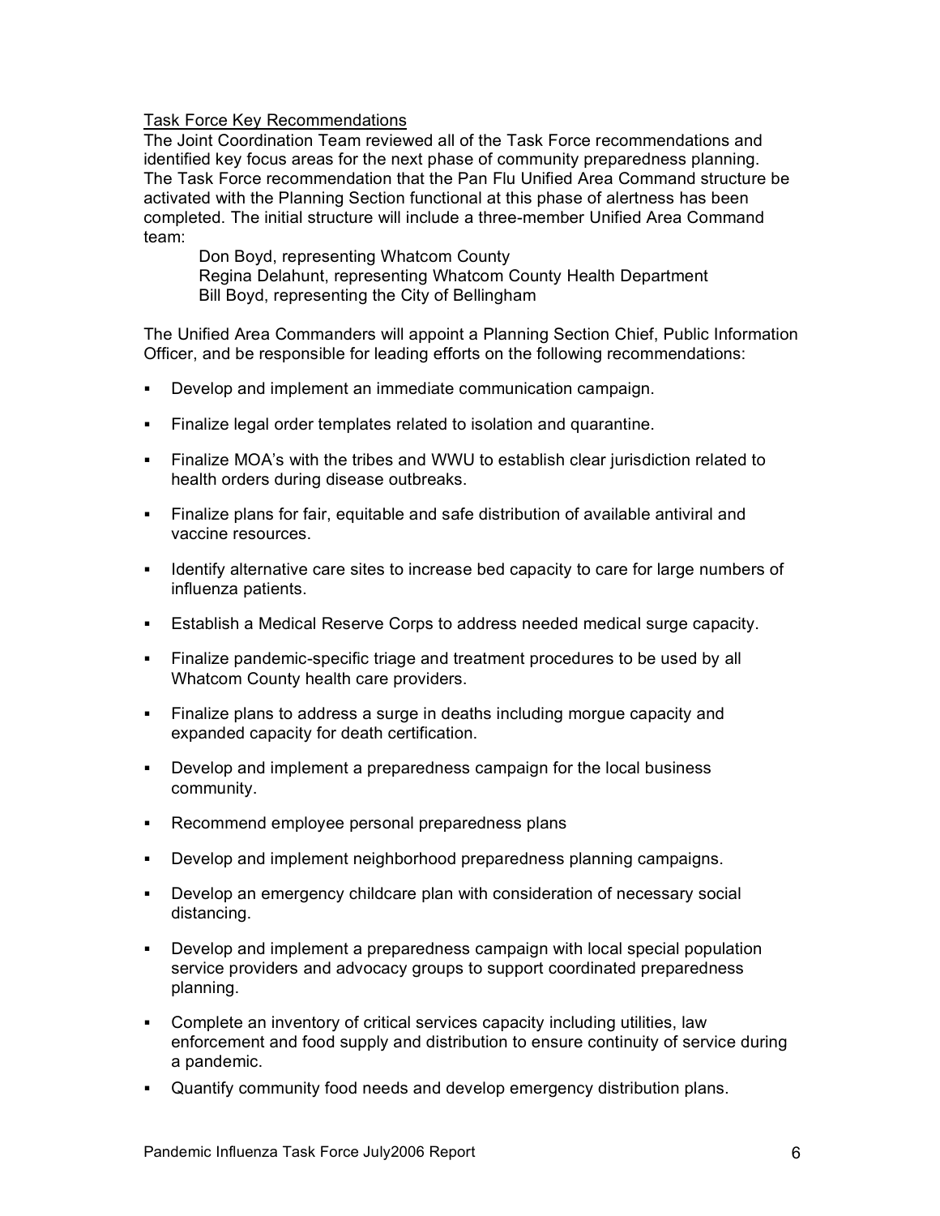Task Force Key Recommendations

The Joint Coordination Team reviewed all of the Task Force recommendations and identified key focus areas for the next phase of community preparedness planning. The Task Force recommendation that the Pan Flu Unified Area Command structure be activated with the Planning Section functional at this phase of alertness has been completed. The initial structure will include a three-member Unified Area Command team:

Don Boyd, representing Whatcom County
Regina Delahunt, representing Whatcom County Health Department
Bill Boyd, representing the City of Bellingham

The Unified Area Commanders will appoint a Planning Section Chief, Public Information Officer, and be responsible for leading efforts on the following recommendations:

- Develop and implement an immediate communication campaign.
- Finalize legal order templates related to isolation and quarantine.
- Finalize MOA's with the tribes and WWU to establish clear jurisdiction related to health orders during disease outbreaks.
- Finalize plans for fair, equitable and safe distribution of available antiviral and vaccine resources.
- Identify alternative care sites to increase bed capacity to care for large numbers of influenza patients.
- Establish a Medical Reserve Corps to address needed medical surge capacity.
- Finalize pandemic-specific triage and treatment procedures to be used by all Whatcom County health care providers.
- Finalize plans to address a surge in deaths including morgue capacity and expanded capacity for death certification.
- Develop and implement a preparedness campaign for the local business community.
- Recommend employee personal preparedness plans
- Develop and implement neighborhood preparedness planning campaigns.
- Develop an emergency childcare plan with consideration of necessary social distancing.
- Develop and implement a preparedness campaign with local special population service providers and advocacy groups to support coordinated preparedness planning.
- Complete an inventory of critical services capacity including utilities, law enforcement and food supply and distribution to ensure continuity of service during a pandemic.
- Quantify community food needs and develop emergency distribution plans.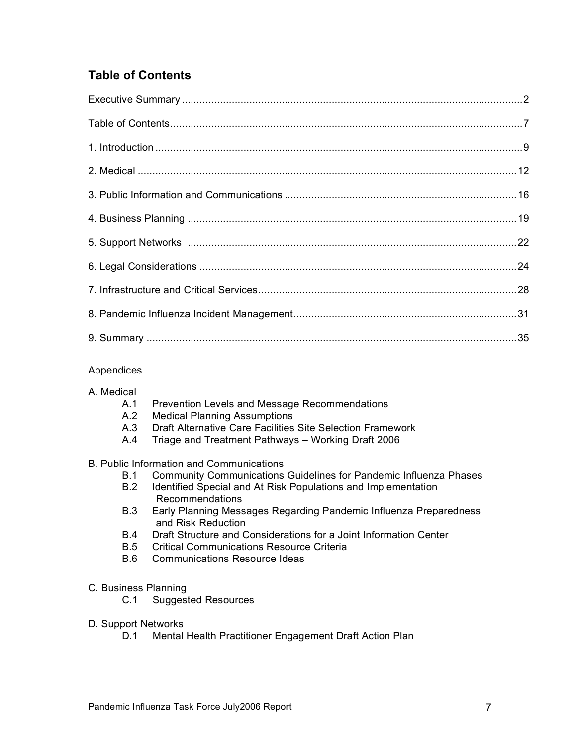## Table of Contents

Executive Summary .................................................................................................................2

Table of Contents.....................................................................................................................7

1. Introduction ..........................................................................................................................9

2. Medical ...............................................................................................................................12

3. Public Information and Communications ............................................................................16

4. Business Planning ..............................................................................................................19

5. Support Networks ..............................................................................................................22

6. Legal Considerations ..........................................................................................................24

7. Infrastructure and Critical Services......................................................................................28

8. Pandemic Influenza Incident Management..........................................................................31

9. Summary ............................................................................................................................35

Appendices

A. Medical
- A.1 Prevention Levels and Message Recommendations
- A.2 Medical Planning Assumptions
- A.3 Draft Alternative Care Facilities Site Selection Framework
- A.4 Triage and Treatment Pathways – Working Draft 2006

B. Public Information and Communications
- B.1 Community Communications Guidelines for Pandemic Influenza Phases
- B.2 Identified Special and At Risk Populations and Implementation Recommendations
- B.3 Early Planning Messages Regarding Pandemic Influenza Preparedness and Risk Reduction
- B.4 Draft Structure and Considerations for a Joint Information Center
- B.5 Critical Communications Resource Criteria
- B.6 Communications Resource Ideas

C. Business Planning
- C.1 Suggested Resources

D. Support Networks
- D.1 Mental Health Practitioner Engagement Draft Action Plan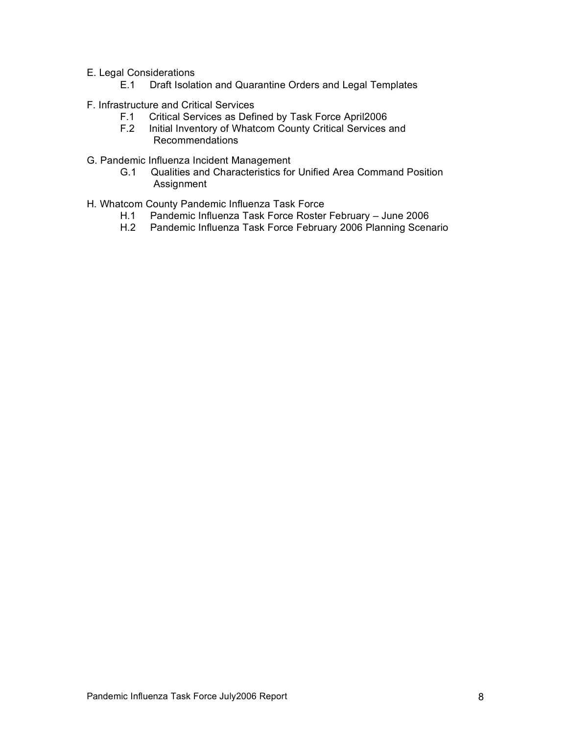E. Legal Considerations

- E.1 Draft Isolation and Quarantine Orders and Legal Templates

F. Infrastructure and Critical Services

- F.1 Critical Services as Defined by Task Force April2006
- F.2 Initial Inventory of Whatcom County Critical Services and Recommendations

G. Pandemic Influenza Incident Management

- G.1 Qualities and Characteristics for Unified Area Command Position Assignment

H. Whatcom County Pandemic Influenza Task Force

- H.1 Pandemic Influenza Task Force Roster February – June 2006
- H.2 Pandemic Influenza Task Force February 2006 Planning Scenario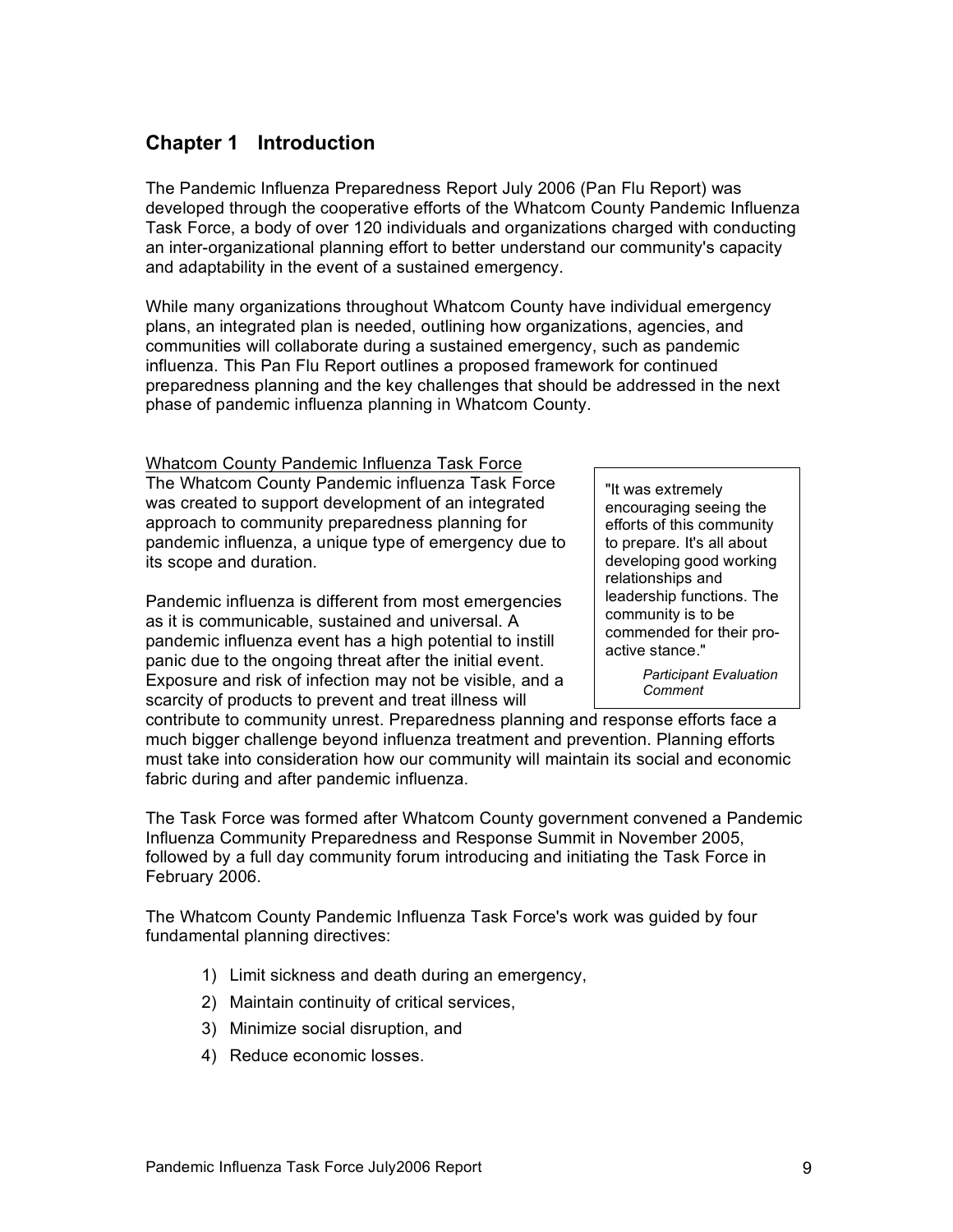# Chapter 1 Introduction

The Pandemic Influenza Preparedness Report July 2006 (Pan Flu Report) was developed through the cooperative efforts of the Whatcom County Pandemic Influenza Task Force, a body of over 120 individuals and organizations charged with conducting an inter-organizational planning effort to better understand our community's capacity and adaptability in the event of a sustained emergency.

While many organizations throughout Whatcom County have individual emergency plans, an integrated plan is needed, outlining how organizations, agencies, and communities will collaborate during a sustained emergency, such as pandemic influenza. This Pan Flu Report outlines a proposed framework for continued preparedness planning and the key challenges that should be addressed in the next phase of pandemic influenza planning in Whatcom County.

Whatcom County Pandemic Influenza Task Force

The Whatcom County Pandemic influenza Task Force was created to support development of an integrated approach to community preparedness planning for pandemic influenza, a unique type of emergency due to its scope and duration.

> "It was extremely encouraging seeing the efforts of this community to prepare. It's all about developing good working relationships and leadership functions. The community is to be commended for their pro-active stance."
>
> *Participant Evaluation Comment*

Pandemic influenza is different from most emergencies as it is communicable, sustained and universal. A pandemic influenza event has a high potential to instill panic due to the ongoing threat after the initial event. Exposure and risk of infection may not be visible, and a scarcity of products to prevent and treat illness will contribute to community unrest. Preparedness planning and response efforts face a much bigger challenge beyond influenza treatment and prevention. Planning efforts must take into consideration how our community will maintain its social and economic fabric during and after pandemic influenza.

The Task Force was formed after Whatcom County government convened a Pandemic Influenza Community Preparedness and Response Summit in November 2005, followed by a full day community forum introducing and initiating the Task Force in February 2006.

The Whatcom County Pandemic Influenza Task Force's work was guided by four fundamental planning directives:

1) Limit sickness and death during an emergency,
2) Maintain continuity of critical services,
3) Minimize social disruption, and
4) Reduce economic losses.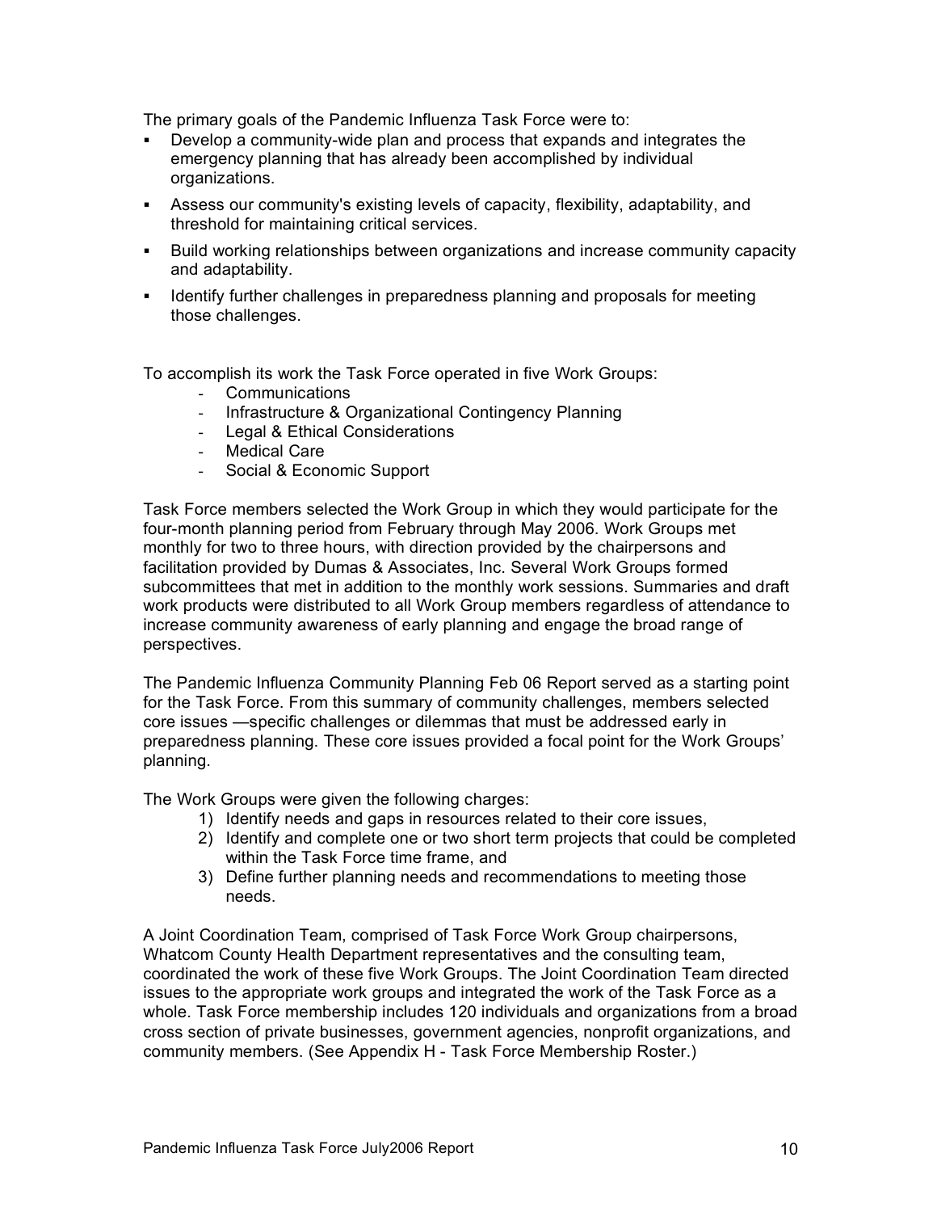The primary goals of the Pandemic Influenza Task Force were to:

- Develop a community-wide plan and process that expands and integrates the emergency planning that has already been accomplished by individual organizations.
- Assess our community's existing levels of capacity, flexibility, adaptability, and threshold for maintaining critical services.
- Build working relationships between organizations and increase community capacity and adaptability.
- Identify further challenges in preparedness planning and proposals for meeting those challenges.

To accomplish its work the Task Force operated in five Work Groups:

- Communications
- Infrastructure & Organizational Contingency Planning
- Legal & Ethical Considerations
- Medical Care
- Social & Economic Support

Task Force members selected the Work Group in which they would participate for the four-month planning period from February through May 2006. Work Groups met monthly for two to three hours, with direction provided by the chairpersons and facilitation provided by Dumas & Associates, Inc. Several Work Groups formed subcommittees that met in addition to the monthly work sessions. Summaries and draft work products were distributed to all Work Group members regardless of attendance to increase community awareness of early planning and engage the broad range of perspectives.

The Pandemic Influenza Community Planning Feb 06 Report served as a starting point for the Task Force. From this summary of community challenges, members selected core issues —specific challenges or dilemmas that must be addressed early in preparedness planning. These core issues provided a focal point for the Work Groups' planning.

The Work Groups were given the following charges:

1) Identify needs and gaps in resources related to their core issues,
2) Identify and complete one or two short term projects that could be completed within the Task Force time frame, and
3) Define further planning needs and recommendations to meeting those needs.

A Joint Coordination Team, comprised of Task Force Work Group chairpersons, Whatcom County Health Department representatives and the consulting team, coordinated the work of these five Work Groups. The Joint Coordination Team directed issues to the appropriate work groups and integrated the work of the Task Force as a whole. Task Force membership includes 120 individuals and organizations from a broad cross section of private businesses, government agencies, nonprofit organizations, and community members. (See Appendix H - Task Force Membership Roster.)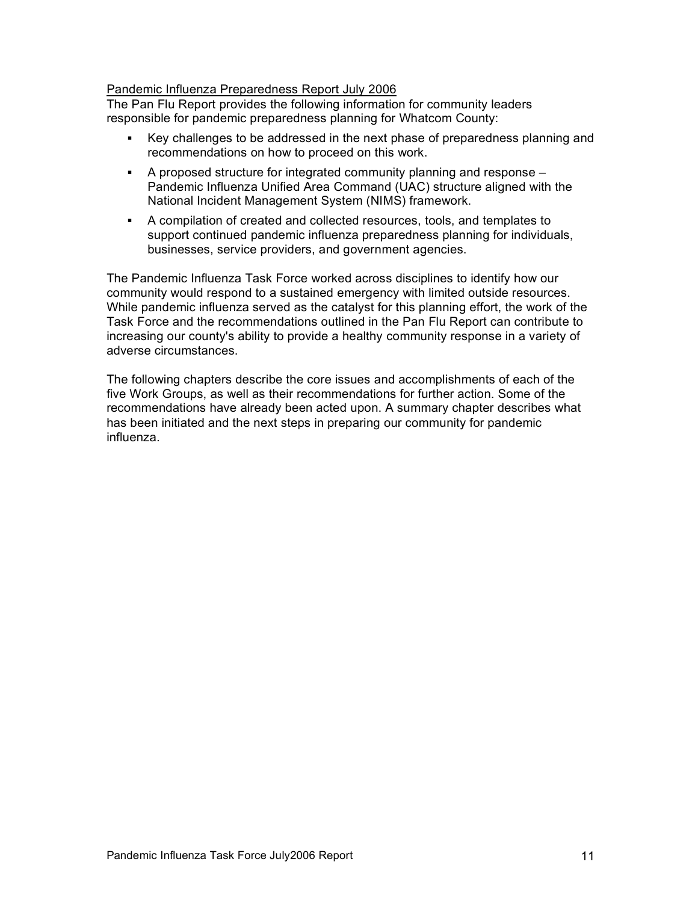<u>Pandemic Influenza Preparedness Report July 2006</u>

The Pan Flu Report provides the following information for community leaders responsible for pandemic preparedness planning for Whatcom County:

- Key challenges to be addressed in the next phase of preparedness planning and recommendations on how to proceed on this work.
- A proposed structure for integrated community planning and response – Pandemic Influenza Unified Area Command (UAC) structure aligned with the National Incident Management System (NIMS) framework.
- A compilation of created and collected resources, tools, and templates to support continued pandemic influenza preparedness planning for individuals, businesses, service providers, and government agencies.

The Pandemic Influenza Task Force worked across disciplines to identify how our community would respond to a sustained emergency with limited outside resources. While pandemic influenza served as the catalyst for this planning effort, the work of the Task Force and the recommendations outlined in the Pan Flu Report can contribute to increasing our county's ability to provide a healthy community response in a variety of adverse circumstances.

The following chapters describe the core issues and accomplishments of each of the five Work Groups, as well as their recommendations for further action. Some of the recommendations have already been acted upon. A summary chapter describes what has been initiated and the next steps in preparing our community for pandemic influenza.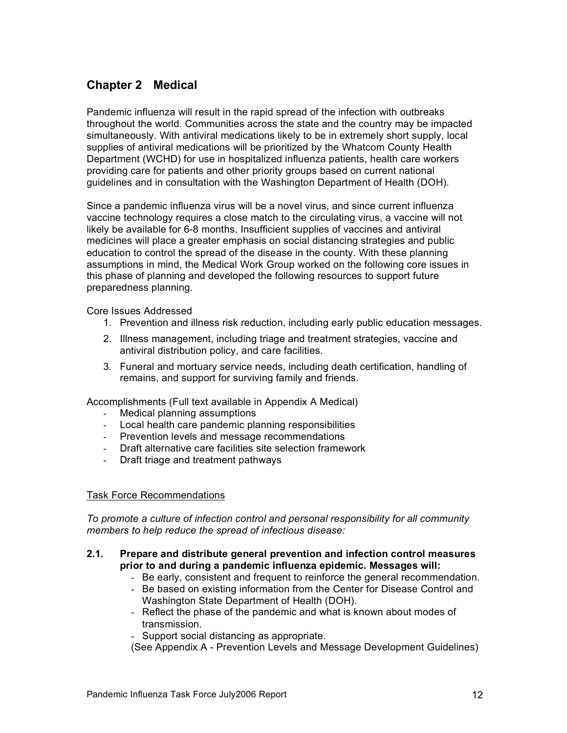## Chapter 2 Medical

Pandemic influenza will result in the rapid spread of the infection with outbreaks throughout the world. Communities across the state and the country may be impacted simultaneously. With antiviral medications likely to be in extremely short supply, local supplies of antiviral medications will be prioritized by the Whatcom County Health Department (WCHD) for use in hospitalized influenza patients, health care workers providing care for patients and other priority groups based on current national guidelines and in consultation with the Washington Department of Health (DOH).

Since a pandemic influenza virus will be a novel virus, and since current influenza vaccine technology requires a close match to the circulating virus, a vaccine will not likely be available for 6-8 months. Insufficient supplies of vaccines and antiviral medicines will place a greater emphasis on social distancing strategies and public education to control the spread of the disease in the county. With these planning assumptions in mind, the Medical Work Group worked on the following core issues in this phase of planning and developed the following resources to support future preparedness planning.

Core Issues Addressed

1. Prevention and illness risk reduction, including early public education messages.
2. Illness management, including triage and treatment strategies, vaccine and antiviral distribution policy, and care facilities.
3. Funeral and mortuary service needs, including death certification, handling of remains, and support for surviving family and friends.

Accomplishments (Full text available in Appendix A Medical)

- Medical planning assumptions
- Local health care pandemic planning responsibilities
- Prevention levels and message recommendations
- Draft alternative care facilities site selection framework
- Draft triage and treatment pathways

<u>Task Force Recommendations</u>

*To promote a culture of infection control and personal responsibility for all community members to help reduce the spread of infectious disease:*

**2.1. Prepare and distribute general prevention and infection control measures prior to and during a pandemic influenza epidemic. Messages will:**

- Be early, consistent and frequent to reinforce the general recommendation.
- Be based on existing information from the Center for Disease Control and Washington State Department of Health (DOH).
- Reflect the phase of the pandemic and what is known about modes of transmission.
- Support social distancing as appropriate.

(See Appendix A - Prevention Levels and Message Development Guidelines)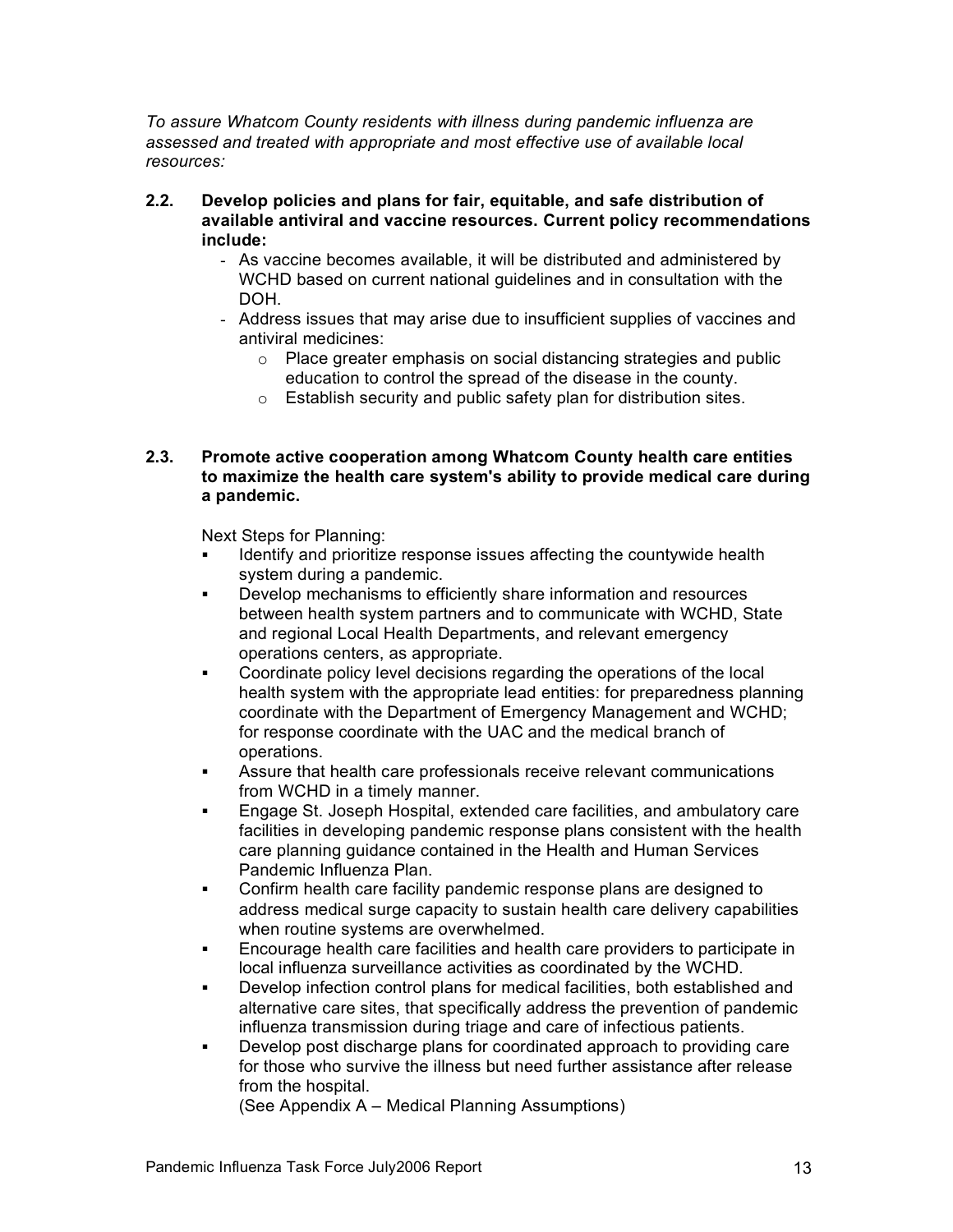*To assure Whatcom County residents with illness during pandemic influenza are assessed and treated with appropriate and most effective use of available local resources:*

**2.2. Develop policies and plans for fair, equitable, and safe distribution of available antiviral and vaccine resources. Current policy recommendations include:**

- As vaccine becomes available, it will be distributed and administered by WCHD based on current national guidelines and in consultation with the DOH.
- Address issues that may arise due to insufficient supplies of vaccines and antiviral medicines:
  - Place greater emphasis on social distancing strategies and public education to control the spread of the disease in the county.
  - Establish security and public safety plan for distribution sites.

**2.3. Promote active cooperation among Whatcom County health care entities to maximize the health care system's ability to provide medical care during a pandemic.**

Next Steps for Planning:

- Identify and prioritize response issues affecting the countywide health system during a pandemic.
- Develop mechanisms to efficiently share information and resources between health system partners and to communicate with WCHD, State and regional Local Health Departments, and relevant emergency operations centers, as appropriate.
- Coordinate policy level decisions regarding the operations of the local health system with the appropriate lead entities: for preparedness planning coordinate with the Department of Emergency Management and WCHD; for response coordinate with the UAC and the medical branch of operations.
- Assure that health care professionals receive relevant communications from WCHD in a timely manner.
- Engage St. Joseph Hospital, extended care facilities, and ambulatory care facilities in developing pandemic response plans consistent with the health care planning guidance contained in the Health and Human Services Pandemic Influenza Plan.
- Confirm health care facility pandemic response plans are designed to address medical surge capacity to sustain health care delivery capabilities when routine systems are overwhelmed.
- Encourage health care facilities and health care providers to participate in local influenza surveillance activities as coordinated by the WCHD.
- Develop infection control plans for medical facilities, both established and alternative care sites, that specifically address the prevention of pandemic influenza transmission during triage and care of infectious patients.
- Develop post discharge plans for coordinated approach to providing care for those who survive the illness but need further assistance after release from the hospital.
  (See Appendix A – Medical Planning Assumptions)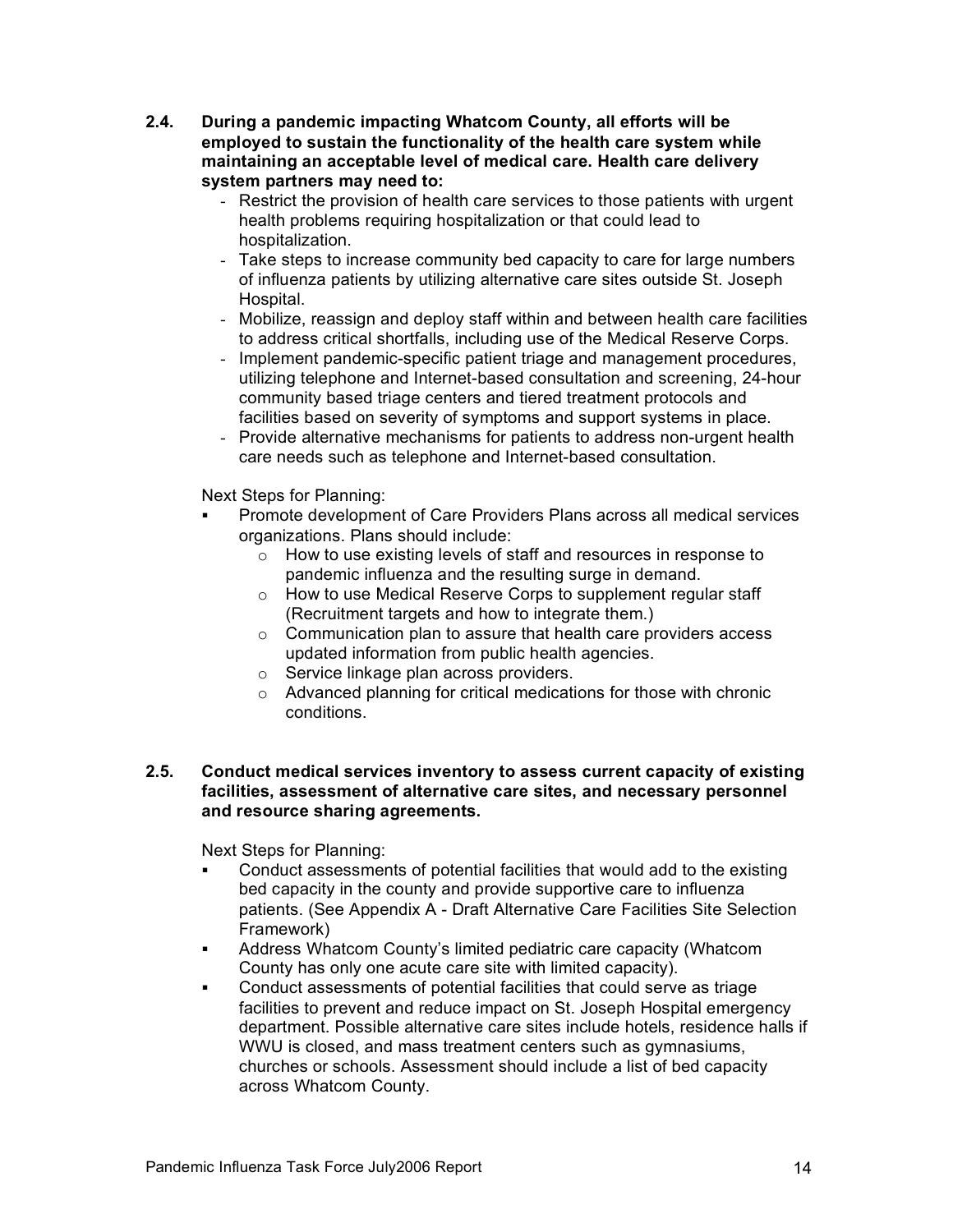**2.4. During a pandemic impacting Whatcom County, all efforts will be employed to sustain the functionality of the health care system while maintaining an acceptable level of medical care. Health care delivery system partners may need to:**

- Restrict the provision of health care services to those patients with urgent health problems requiring hospitalization or that could lead to hospitalization.
- Take steps to increase community bed capacity to care for large numbers of influenza patients by utilizing alternative care sites outside St. Joseph Hospital.
- Mobilize, reassign and deploy staff within and between health care facilities to address critical shortfalls, including use of the Medical Reserve Corps.
- Implement pandemic-specific patient triage and management procedures, utilizing telephone and Internet-based consultation and screening, 24-hour community based triage centers and tiered treatment protocols and facilities based on severity of symptoms and support systems in place.
- Provide alternative mechanisms for patients to address non-urgent health care needs such as telephone and Internet-based consultation.

Next Steps for Planning:

- Promote development of Care Providers Plans across all medical services organizations. Plans should include:
  - How to use existing levels of staff and resources in response to pandemic influenza and the resulting surge in demand.
  - How to use Medical Reserve Corps to supplement regular staff (Recruitment targets and how to integrate them.)
  - Communication plan to assure that health care providers access updated information from public health agencies.
  - Service linkage plan across providers.
  - Advanced planning for critical medications for those with chronic conditions.

**2.5. Conduct medical services inventory to assess current capacity of existing facilities, assessment of alternative care sites, and necessary personnel and resource sharing agreements.**

Next Steps for Planning:

- Conduct assessments of potential facilities that would add to the existing bed capacity in the county and provide supportive care to influenza patients. (See Appendix A - Draft Alternative Care Facilities Site Selection Framework)
- Address Whatcom County's limited pediatric care capacity (Whatcom County has only one acute care site with limited capacity).
- Conduct assessments of potential facilities that could serve as triage facilities to prevent and reduce impact on St. Joseph Hospital emergency department. Possible alternative care sites include hotels, residence halls if WWU is closed, and mass treatment centers such as gymnasiums, churches or schools. Assessment should include a list of bed capacity across Whatcom County.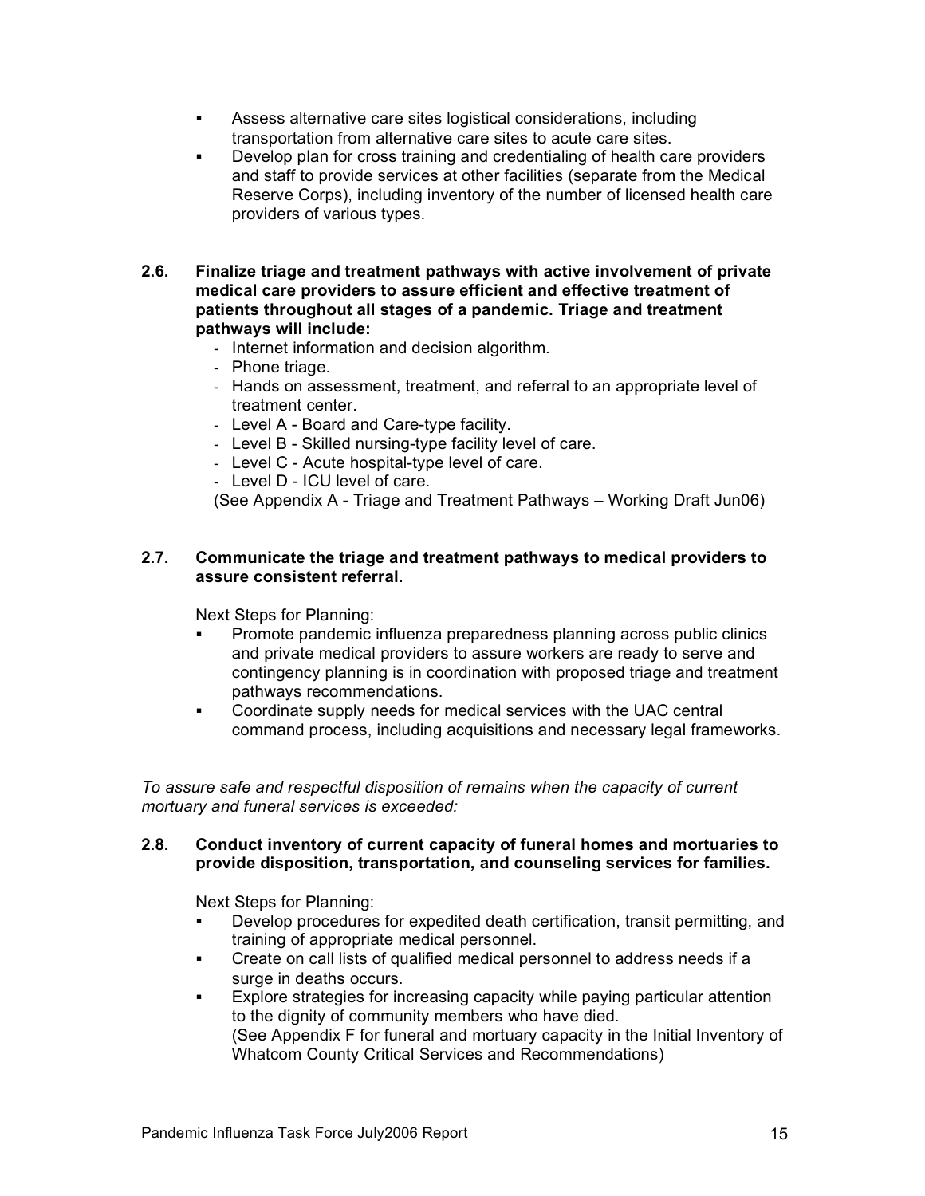- Assess alternative care sites logistical considerations, including transportation from alternative care sites to acute care sites.
- Develop plan for cross training and credentialing of health care providers and staff to provide services at other facilities (separate from the Medical Reserve Corps), including inventory of the number of licensed health care providers of various types.

**2.6. Finalize triage and treatment pathways with active involvement of private medical care providers to assure efficient and effective treatment of patients throughout all stages of a pandemic. Triage and treatment pathways will include:**

- Internet information and decision algorithm.
- Phone triage.
- Hands on assessment, treatment, and referral to an appropriate level of treatment center.
- Level A - Board and Care-type facility.
- Level B - Skilled nursing-type facility level of care.
- Level C - Acute hospital-type level of care.
- Level D - ICU level of care.

(See Appendix A - Triage and Treatment Pathways – Working Draft Jun06)

**2.7. Communicate the triage and treatment pathways to medical providers to assure consistent referral.**

Next Steps for Planning:

- Promote pandemic influenza preparedness planning across public clinics and private medical providers to assure workers are ready to serve and contingency planning is in coordination with proposed triage and treatment pathways recommendations.
- Coordinate supply needs for medical services with the UAC central command process, including acquisitions and necessary legal frameworks.

*To assure safe and respectful disposition of remains when the capacity of current mortuary and funeral services is exceeded:*

**2.8. Conduct inventory of current capacity of funeral homes and mortuaries to provide disposition, transportation, and counseling services for families.**

Next Steps for Planning:

- Develop procedures for expedited death certification, transit permitting, and training of appropriate medical personnel.
- Create on call lists of qualified medical personnel to address needs if a surge in deaths occurs.
- Explore strategies for increasing capacity while paying particular attention to the dignity of community members who have died.
  (See Appendix F for funeral and mortuary capacity in the Initial Inventory of Whatcom County Critical Services and Recommendations)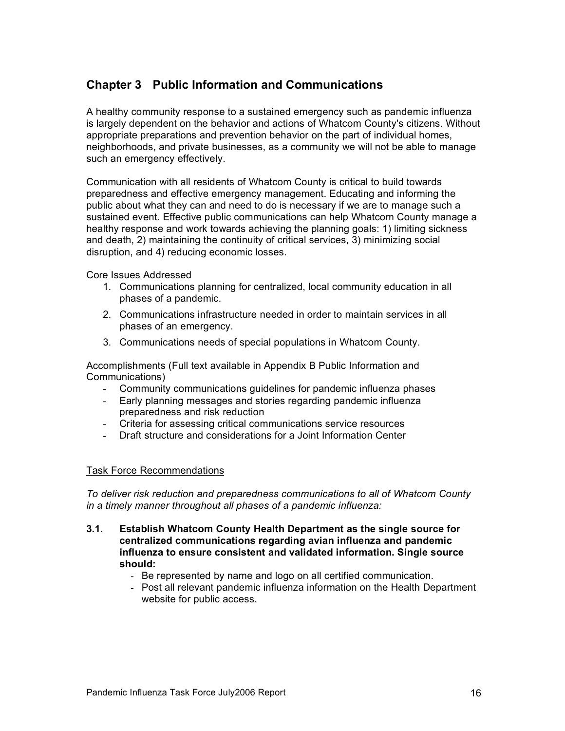## Chapter 3 Public Information and Communications

A healthy community response to a sustained emergency such as pandemic influenza is largely dependent on the behavior and actions of Whatcom County's citizens. Without appropriate preparations and prevention behavior on the part of individual homes, neighborhoods, and private businesses, as a community we will not be able to manage such an emergency effectively.

Communication with all residents of Whatcom County is critical to build towards preparedness and effective emergency management. Educating and informing the public about what they can and need to do is necessary if we are to manage such a sustained event. Effective public communications can help Whatcom County manage a healthy response and work towards achieving the planning goals: 1) limiting sickness and death, 2) maintaining the continuity of critical services, 3) minimizing social disruption, and 4) reducing economic losses.

Core Issues Addressed

1. Communications planning for centralized, local community education in all phases of a pandemic.
2. Communications infrastructure needed in order to maintain services in all phases of an emergency.
3. Communications needs of special populations in Whatcom County.

Accomplishments (Full text available in Appendix B Public Information and Communications)

- Community communications guidelines for pandemic influenza phases
- Early planning messages and stories regarding pandemic influenza preparedness and risk reduction
- Criteria for assessing critical communications service resources
- Draft structure and considerations for a Joint Information Center

Task Force Recommendations

*To deliver risk reduction and preparedness communications to all of Whatcom County in a timely manner throughout all phases of a pandemic influenza:*

**3.1. Establish Whatcom County Health Department as the single source for centralized communications regarding avian influenza and pandemic influenza to ensure consistent and validated information. Single source should:**

- Be represented by name and logo on all certified communication.
- Post all relevant pandemic influenza information on the Health Department website for public access.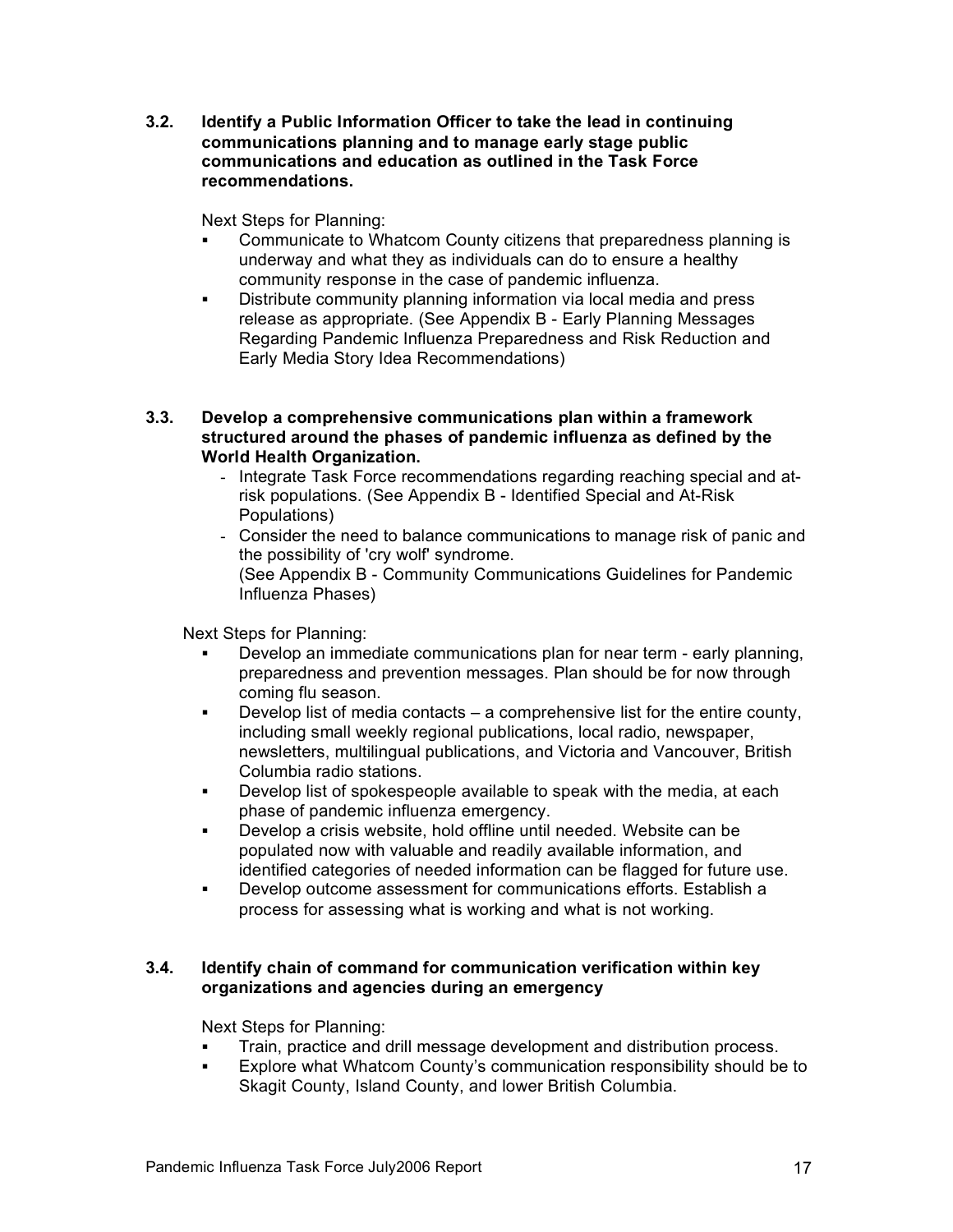**3.2. Identify a Public Information Officer to take the lead in continuing communications planning and to manage early stage public communications and education as outlined in the Task Force recommendations.**

Next Steps for Planning:

- Communicate to Whatcom County citizens that preparedness planning is underway and what they as individuals can do to ensure a healthy community response in the case of pandemic influenza.
- Distribute community planning information via local media and press release as appropriate. (See Appendix B - Early Planning Messages Regarding Pandemic Influenza Preparedness and Risk Reduction and Early Media Story Idea Recommendations)

**3.3. Develop a comprehensive communications plan within a framework structured around the phases of pandemic influenza as defined by the World Health Organization.**

- Integrate Task Force recommendations regarding reaching special and at-risk populations. (See Appendix B - Identified Special and At-Risk Populations)
- Consider the need to balance communications to manage risk of panic and the possibility of 'cry wolf' syndrome.
  (See Appendix B - Community Communications Guidelines for Pandemic Influenza Phases)

Next Steps for Planning:

- Develop an immediate communications plan for near term - early planning, preparedness and prevention messages. Plan should be for now through coming flu season.
- Develop list of media contacts – a comprehensive list for the entire county, including small weekly regional publications, local radio, newspaper, newsletters, multilingual publications, and Victoria and Vancouver, British Columbia radio stations.
- Develop list of spokespeople available to speak with the media, at each phase of pandemic influenza emergency.
- Develop a crisis website, hold offline until needed. Website can be populated now with valuable and readily available information, and identified categories of needed information can be flagged for future use.
- Develop outcome assessment for communications efforts. Establish a process for assessing what is working and what is not working.

**3.4. Identify chain of command for communication verification within key organizations and agencies during an emergency**

Next Steps for Planning:

- Train, practice and drill message development and distribution process.
- Explore what Whatcom County's communication responsibility should be to Skagit County, Island County, and lower British Columbia.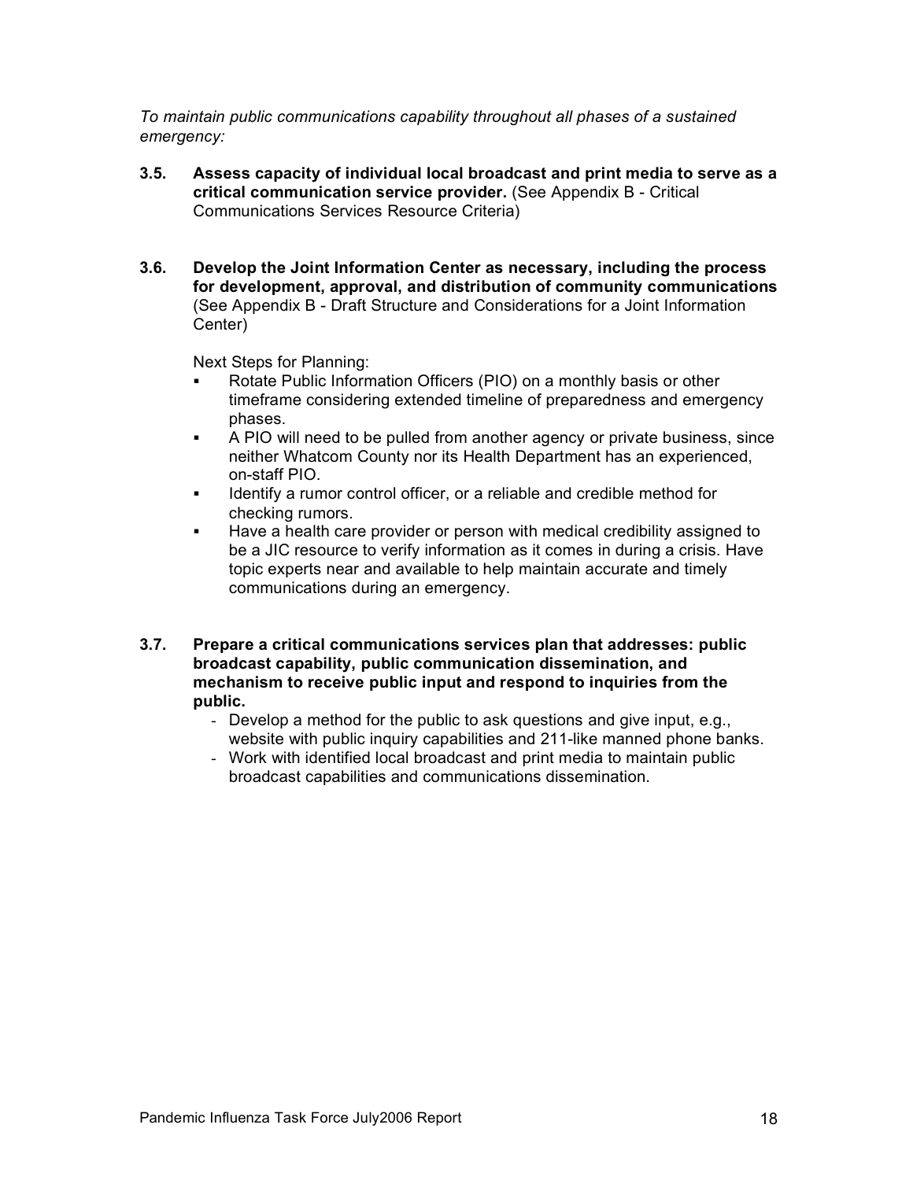*To maintain public communications capability throughout all phases of a sustained emergency:*

**3.5. Assess capacity of individual local broadcast and print media to serve as a critical communication service provider.** (See Appendix B - Critical Communications Services Resource Criteria)

**3.6. Develop the Joint Information Center as necessary, including the process for development, approval, and distribution of community communications** (See Appendix B - Draft Structure and Considerations for a Joint Information Center)

Next Steps for Planning:

- Rotate Public Information Officers (PIO) on a monthly basis or other timeframe considering extended timeline of preparedness and emergency phases.
- A PIO will need to be pulled from another agency or private business, since neither Whatcom County nor its Health Department has an experienced, on-staff PIO.
- Identify a rumor control officer, or a reliable and credible method for checking rumors.
- Have a health care provider or person with medical credibility assigned to be a JIC resource to verify information as it comes in during a crisis. Have topic experts near and available to help maintain accurate and timely communications during an emergency.

**3.7. Prepare a critical communications services plan that addresses: public broadcast capability, public communication dissemination, and mechanism to receive public input and respond to inquiries from the public.**

- Develop a method for the public to ask questions and give input, e.g., website with public inquiry capabilities and 211-like manned phone banks.
- Work with identified local broadcast and print media to maintain public broadcast capabilities and communications dissemination.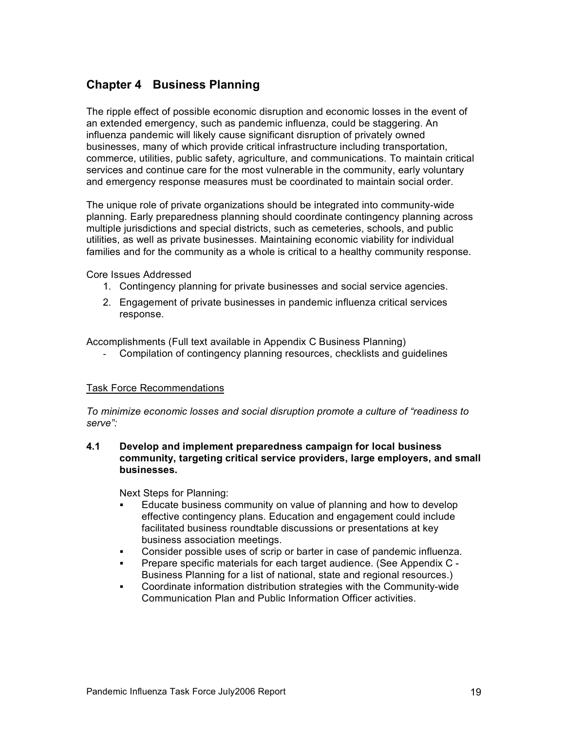## Chapter 4 Business Planning

The ripple effect of possible economic disruption and economic losses in the event of an extended emergency, such as pandemic influenza, could be staggering. An influenza pandemic will likely cause significant disruption of privately owned businesses, many of which provide critical infrastructure including transportation, commerce, utilities, public safety, agriculture, and communications. To maintain critical services and continue care for the most vulnerable in the community, early voluntary and emergency response measures must be coordinated to maintain social order.

The unique role of private organizations should be integrated into community-wide planning. Early preparedness planning should coordinate contingency planning across multiple jurisdictions and special districts, such as cemeteries, schools, and public utilities, as well as private businesses. Maintaining economic viability for individual families and for the community as a whole is critical to a healthy community response.

Core Issues Addressed

1. Contingency planning for private businesses and social service agencies.
2. Engagement of private businesses in pandemic influenza critical services response.

Accomplishments (Full text available in Appendix C Business Planning)

- Compilation of contingency planning resources, checklists and guidelines

Task Force Recommendations

*To minimize economic losses and social disruption promote a culture of "readiness to serve":*

**4.1 Develop and implement preparedness campaign for local business community, targeting critical service providers, large employers, and small businesses.**

Next Steps for Planning:

- Educate business community on value of planning and how to develop effective contingency plans. Education and engagement could include facilitated business roundtable discussions or presentations at key business association meetings.
- Consider possible uses of scrip or barter in case of pandemic influenza.
- Prepare specific materials for each target audience. (See Appendix C - Business Planning for a list of national, state and regional resources.)
- Coordinate information distribution strategies with the Community-wide Communication Plan and Public Information Officer activities.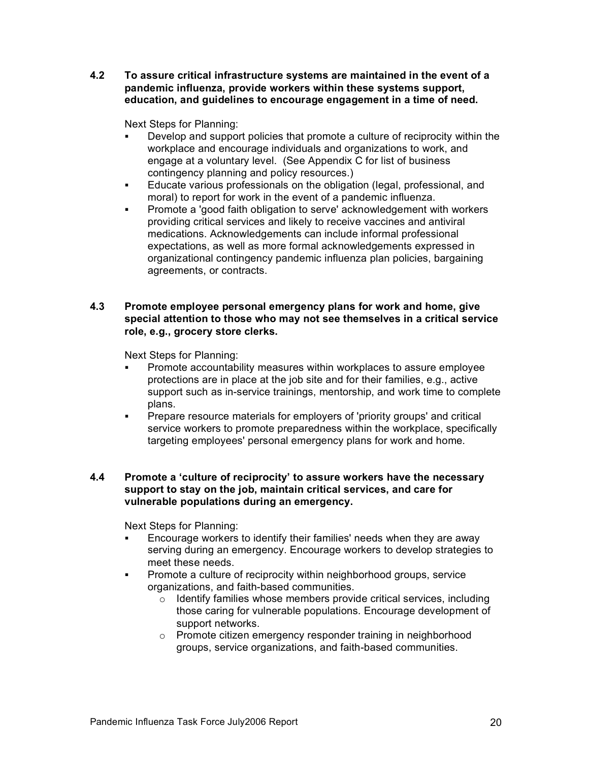**4.2 To assure critical infrastructure systems are maintained in the event of a pandemic influenza, provide workers within these systems support, education, and guidelines to encourage engagement in a time of need.**

Next Steps for Planning:

- Develop and support policies that promote a culture of reciprocity within the workplace and encourage individuals and organizations to work, and engage at a voluntary level. (See Appendix C for list of business contingency planning and policy resources.)
- Educate various professionals on the obligation (legal, professional, and moral) to report for work in the event of a pandemic influenza.
- Promote a 'good faith obligation to serve' acknowledgement with workers providing critical services and likely to receive vaccines and antiviral medications. Acknowledgements can include informal professional expectations, as well as more formal acknowledgements expressed in organizational contingency pandemic influenza plan policies, bargaining agreements, or contracts.

**4.3 Promote employee personal emergency plans for work and home, give special attention to those who may not see themselves in a critical service role, e.g., grocery store clerks.**

Next Steps for Planning:

- Promote accountability measures within workplaces to assure employee protections are in place at the job site and for their families, e.g., active support such as in-service trainings, mentorship, and work time to complete plans.
- Prepare resource materials for employers of 'priority groups' and critical service workers to promote preparedness within the workplace, specifically targeting employees' personal emergency plans for work and home.

**4.4 Promote a 'culture of reciprocity' to assure workers have the necessary support to stay on the job, maintain critical services, and care for vulnerable populations during an emergency.**

Next Steps for Planning:

- Encourage workers to identify their families' needs when they are away serving during an emergency. Encourage workers to develop strategies to meet these needs.
- Promote a culture of reciprocity within neighborhood groups, service organizations, and faith-based communities.
  - Identify families whose members provide critical services, including those caring for vulnerable populations. Encourage development of support networks.
  - Promote citizen emergency responder training in neighborhood groups, service organizations, and faith-based communities.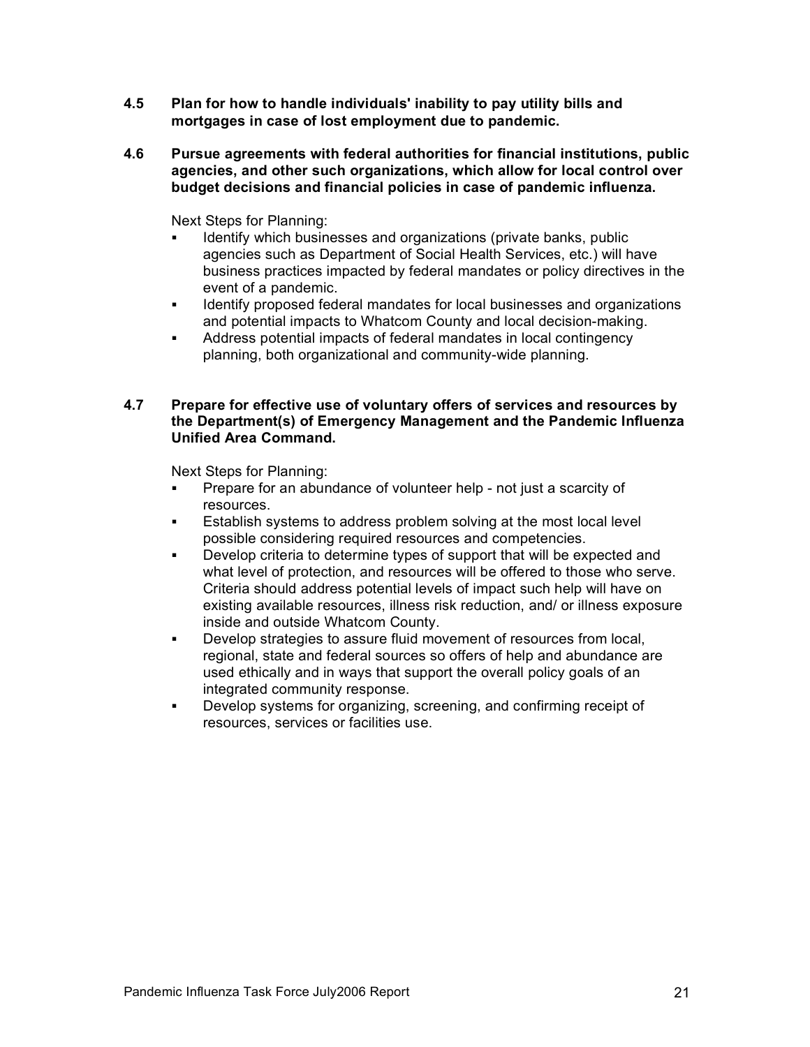**4.5 Plan for how to handle individuals' inability to pay utility bills and mortgages in case of lost employment due to pandemic.**

**4.6 Pursue agreements with federal authorities for financial institutions, public agencies, and other such organizations, which allow for local control over budget decisions and financial policies in case of pandemic influenza.**

Next Steps for Planning:

- Identify which businesses and organizations (private banks, public agencies such as Department of Social Health Services, etc.) will have business practices impacted by federal mandates or policy directives in the event of a pandemic.
- Identify proposed federal mandates for local businesses and organizations and potential impacts to Whatcom County and local decision-making.
- Address potential impacts of federal mandates in local contingency planning, both organizational and community-wide planning.

**4.7 Prepare for effective use of voluntary offers of services and resources by the Department(s) of Emergency Management and the Pandemic Influenza Unified Area Command.**

Next Steps for Planning:

- Prepare for an abundance of volunteer help - not just a scarcity of resources.
- Establish systems to address problem solving at the most local level possible considering required resources and competencies.
- Develop criteria to determine types of support that will be expected and what level of protection, and resources will be offered to those who serve. Criteria should address potential levels of impact such help will have on existing available resources, illness risk reduction, and/ or illness exposure inside and outside Whatcom County.
- Develop strategies to assure fluid movement of resources from local, regional, state and federal sources so offers of help and abundance are used ethically and in ways that support the overall policy goals of an integrated community response.
- Develop systems for organizing, screening, and confirming receipt of resources, services or facilities use.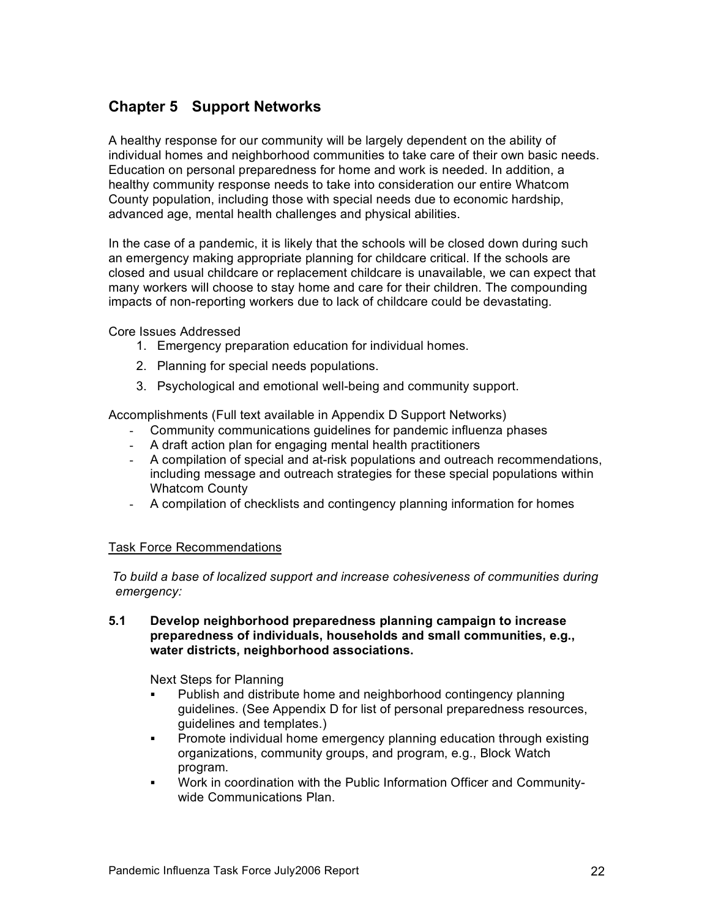## Chapter 5 Support Networks

A healthy response for our community will be largely dependent on the ability of individual homes and neighborhood communities to take care of their own basic needs. Education on personal preparedness for home and work is needed. In addition, a healthy community response needs to take into consideration our entire Whatcom County population, including those with special needs due to economic hardship, advanced age, mental health challenges and physical abilities.

In the case of a pandemic, it is likely that the schools will be closed down during such an emergency making appropriate planning for childcare critical. If the schools are closed and usual childcare or replacement childcare is unavailable, we can expect that many workers will choose to stay home and care for their children. The compounding impacts of non-reporting workers due to lack of childcare could be devastating.

Core Issues Addressed

1. Emergency preparation education for individual homes.
2. Planning for special needs populations.
3. Psychological and emotional well-being and community support.

Accomplishments (Full text available in Appendix D Support Networks)

- Community communications guidelines for pandemic influenza phases
- A draft action plan for engaging mental health practitioners
- A compilation of special and at-risk populations and outreach recommendations, including message and outreach strategies for these special populations within Whatcom County
- A compilation of checklists and contingency planning information for homes

<u>Task Force Recommendations</u>

*To build a base of localized support and increase cohesiveness of communities during emergency:*

**5.1 Develop neighborhood preparedness planning campaign to increase preparedness of individuals, households and small communities, e.g., water districts, neighborhood associations.**

Next Steps for Planning

- Publish and distribute home and neighborhood contingency planning guidelines. (See Appendix D for list of personal preparedness resources, guidelines and templates.)
- Promote individual home emergency planning education through existing organizations, community groups, and program, e.g., Block Watch program.
- Work in coordination with the Public Information Officer and Community-wide Communications Plan.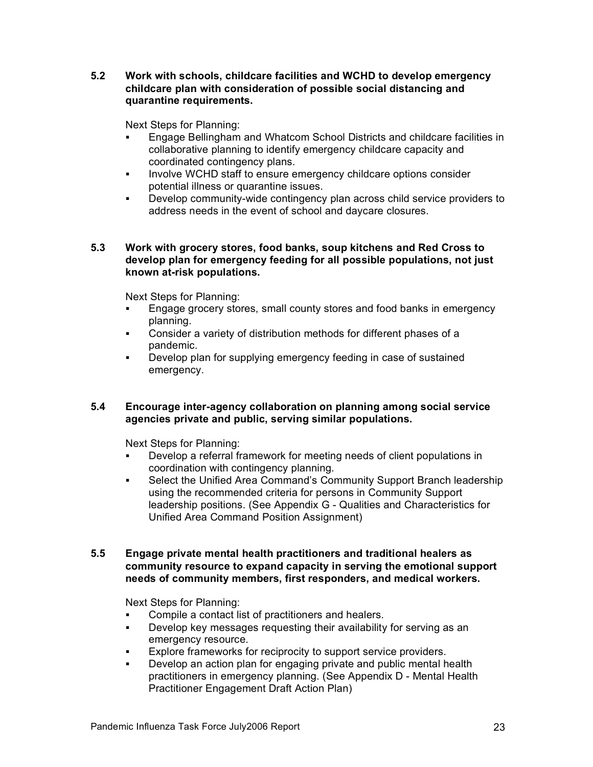**5.2 Work with schools, childcare facilities and WCHD to develop emergency childcare plan with consideration of possible social distancing and quarantine requirements.**

Next Steps for Planning:

- Engage Bellingham and Whatcom School Districts and childcare facilities in collaborative planning to identify emergency childcare capacity and coordinated contingency plans.
- Involve WCHD staff to ensure emergency childcare options consider potential illness or quarantine issues.
- Develop community-wide contingency plan across child service providers to address needs in the event of school and daycare closures.

**5.3 Work with grocery stores, food banks, soup kitchens and Red Cross to develop plan for emergency feeding for all possible populations, not just known at-risk populations.**

Next Steps for Planning:

- Engage grocery stores, small county stores and food banks in emergency planning.
- Consider a variety of distribution methods for different phases of a pandemic.
- Develop plan for supplying emergency feeding in case of sustained emergency.

**5.4 Encourage inter-agency collaboration on planning among social service agencies private and public, serving similar populations.**

Next Steps for Planning:

- Develop a referral framework for meeting needs of client populations in coordination with contingency planning.
- Select the Unified Area Command's Community Support Branch leadership using the recommended criteria for persons in Community Support leadership positions. (See Appendix G - Qualities and Characteristics for Unified Area Command Position Assignment)

**5.5 Engage private mental health practitioners and traditional healers as community resource to expand capacity in serving the emotional support needs of community members, first responders, and medical workers.**

Next Steps for Planning:

- Compile a contact list of practitioners and healers.
- Develop key messages requesting their availability for serving as an emergency resource.
- Explore frameworks for reciprocity to support service providers.
- Develop an action plan for engaging private and public mental health practitioners in emergency planning. (See Appendix D - Mental Health Practitioner Engagement Draft Action Plan)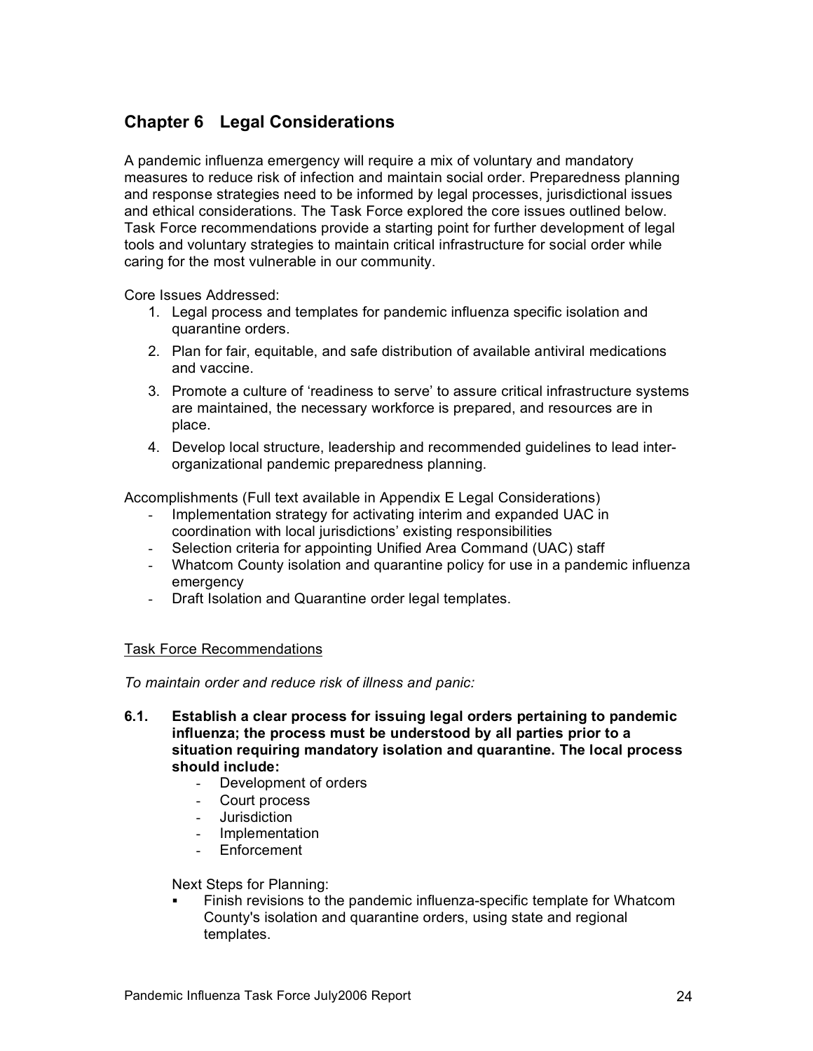## Chapter 6 Legal Considerations

A pandemic influenza emergency will require a mix of voluntary and mandatory measures to reduce risk of infection and maintain social order. Preparedness planning and response strategies need to be informed by legal processes, jurisdictional issues and ethical considerations. The Task Force explored the core issues outlined below. Task Force recommendations provide a starting point for further development of legal tools and voluntary strategies to maintain critical infrastructure for social order while caring for the most vulnerable in our community.

Core Issues Addressed:

1. Legal process and templates for pandemic influenza specific isolation and quarantine orders.
2. Plan for fair, equitable, and safe distribution of available antiviral medications and vaccine.
3. Promote a culture of 'readiness to serve' to assure critical infrastructure systems are maintained, the necessary workforce is prepared, and resources are in place.
4. Develop local structure, leadership and recommended guidelines to lead inter-organizational pandemic preparedness planning.

Accomplishments (Full text available in Appendix E Legal Considerations)

- Implementation strategy for activating interim and expanded UAC in coordination with local jurisdictions' existing responsibilities
- Selection criteria for appointing Unified Area Command (UAC) staff
- Whatcom County isolation and quarantine policy for use in a pandemic influenza emergency
- Draft Isolation and Quarantine order legal templates.

<u>Task Force Recommendations</u>

*To maintain order and reduce risk of illness and panic:*

**6.1. Establish a clear process for issuing legal orders pertaining to pandemic influenza; the process must be understood by all parties prior to a situation requiring mandatory isolation and quarantine. The local process should include:**

- Development of orders
- Court process
- Jurisdiction
- Implementation
- Enforcement

Next Steps for Planning:

- Finish revisions to the pandemic influenza-specific template for Whatcom County's isolation and quarantine orders, using state and regional templates.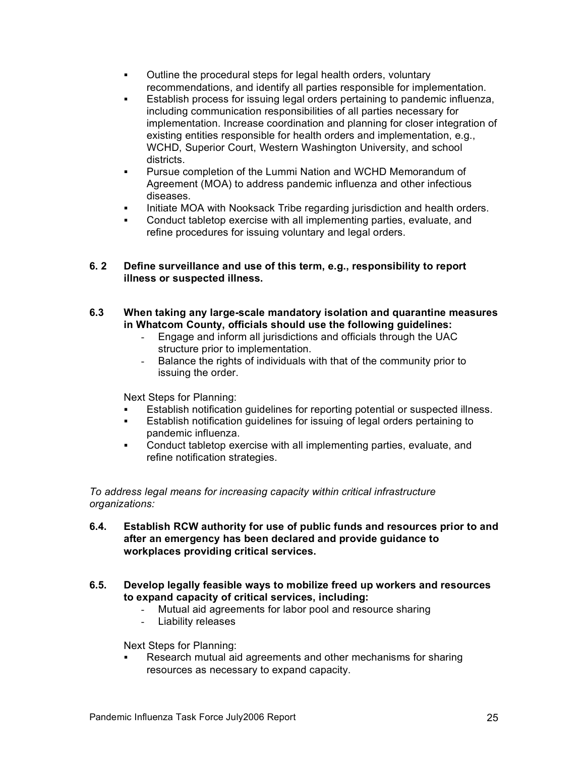- Outline the procedural steps for legal health orders, voluntary recommendations, and identify all parties responsible for implementation.
- Establish process for issuing legal orders pertaining to pandemic influenza, including communication responsibilities of all parties necessary for implementation. Increase coordination and planning for closer integration of existing entities responsible for health orders and implementation, e.g., WCHD, Superior Court, Western Washington University, and school districts.
- Pursue completion of the Lummi Nation and WCHD Memorandum of Agreement (MOA) to address pandemic influenza and other infectious diseases.
- Initiate MOA with Nooksack Tribe regarding jurisdiction and health orders.
- Conduct tabletop exercise with all implementing parties, evaluate, and refine procedures for issuing voluntary and legal orders.

**6. 2 Define surveillance and use of this term, e.g., responsibility to report illness or suspected illness.**

**6.3 When taking any large-scale mandatory isolation and quarantine measures in Whatcom County, officials should use the following guidelines:**

- Engage and inform all jurisdictions and officials through the UAC structure prior to implementation.
- Balance the rights of individuals with that of the community prior to issuing the order.

Next Steps for Planning:

- Establish notification guidelines for reporting potential or suspected illness.
- Establish notification guidelines for issuing of legal orders pertaining to pandemic influenza.
- Conduct tabletop exercise with all implementing parties, evaluate, and refine notification strategies.

*To address legal means for increasing capacity within critical infrastructure organizations:*

**6.4. Establish RCW authority for use of public funds and resources prior to and after an emergency has been declared and provide guidance to workplaces providing critical services.**

**6.5. Develop legally feasible ways to mobilize freed up workers and resources to expand capacity of critical services, including:**

- Mutual aid agreements for labor pool and resource sharing
- Liability releases

Next Steps for Planning:

- Research mutual aid agreements and other mechanisms for sharing resources as necessary to expand capacity.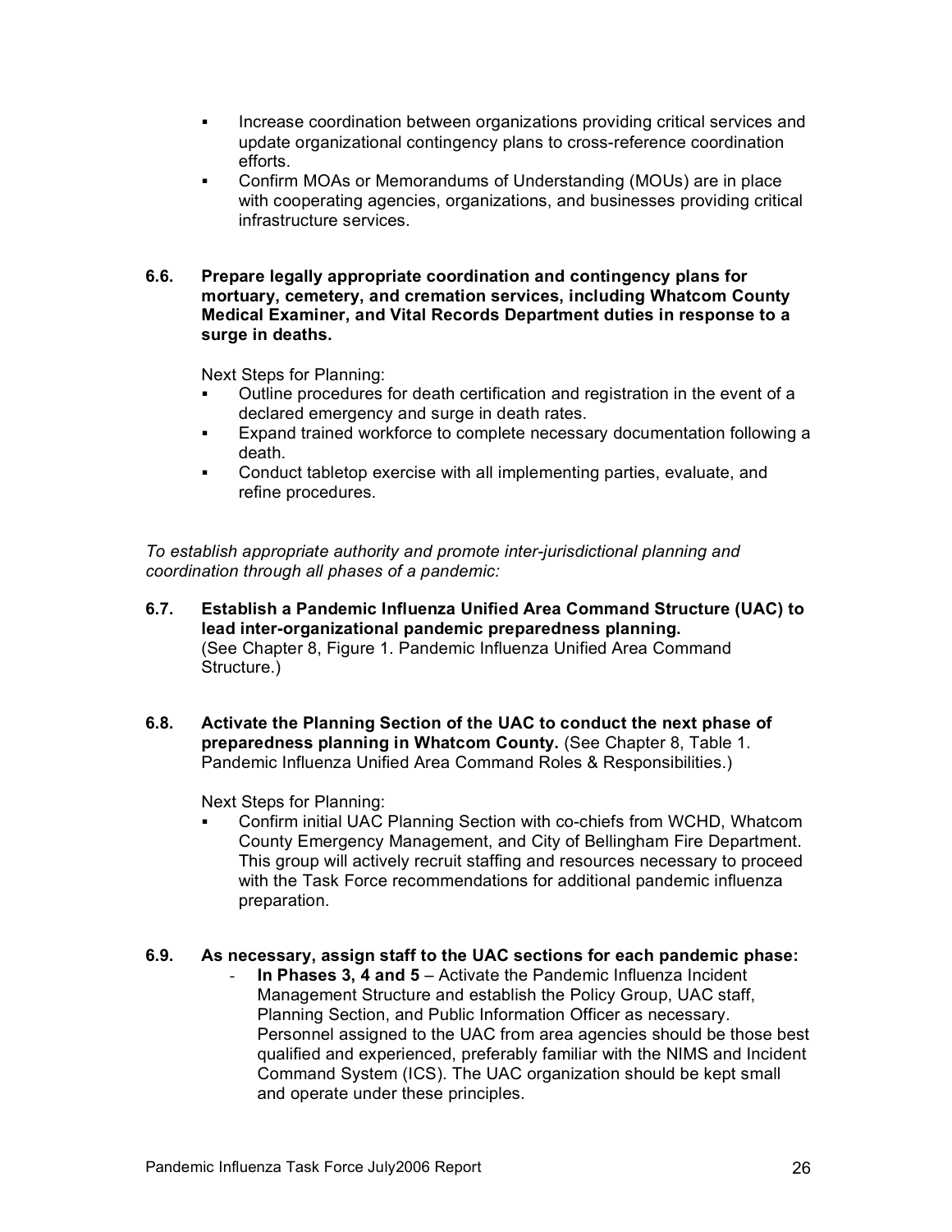- Increase coordination between organizations providing critical services and update organizational contingency plans to cross-reference coordination efforts.
- Confirm MOAs or Memorandums of Understanding (MOUs) are in place with cooperating agencies, organizations, and businesses providing critical infrastructure services.

**6.6. Prepare legally appropriate coordination and contingency plans for mortuary, cemetery, and cremation services, including Whatcom County Medical Examiner, and Vital Records Department duties in response to a surge in deaths.**

Next Steps for Planning:

- Outline procedures for death certification and registration in the event of a declared emergency and surge in death rates.
- Expand trained workforce to complete necessary documentation following a death.
- Conduct tabletop exercise with all implementing parties, evaluate, and refine procedures.

*To establish appropriate authority and promote inter-jurisdictional planning and coordination through all phases of a pandemic:*

**6.7. Establish a Pandemic Influenza Unified Area Command Structure (UAC) to lead inter-organizational pandemic preparedness planning.** (See Chapter 8, Figure 1. Pandemic Influenza Unified Area Command Structure.)

**6.8. Activate the Planning Section of the UAC to conduct the next phase of preparedness planning in Whatcom County.** (See Chapter 8, Table 1. Pandemic Influenza Unified Area Command Roles & Responsibilities.)

Next Steps for Planning:

- Confirm initial UAC Planning Section with co-chiefs from WCHD, Whatcom County Emergency Management, and City of Bellingham Fire Department. This group will actively recruit staffing and resources necessary to proceed with the Task Force recommendations for additional pandemic influenza preparation.

**6.9. As necessary, assign staff to the UAC sections for each pandemic phase:**

- **In Phases 3, 4 and 5** – Activate the Pandemic Influenza Incident Management Structure and establish the Policy Group, UAC staff, Planning Section, and Public Information Officer as necessary. Personnel assigned to the UAC from area agencies should be those best qualified and experienced, preferably familiar with the NIMS and Incident Command System (ICS). The UAC organization should be kept small and operate under these principles.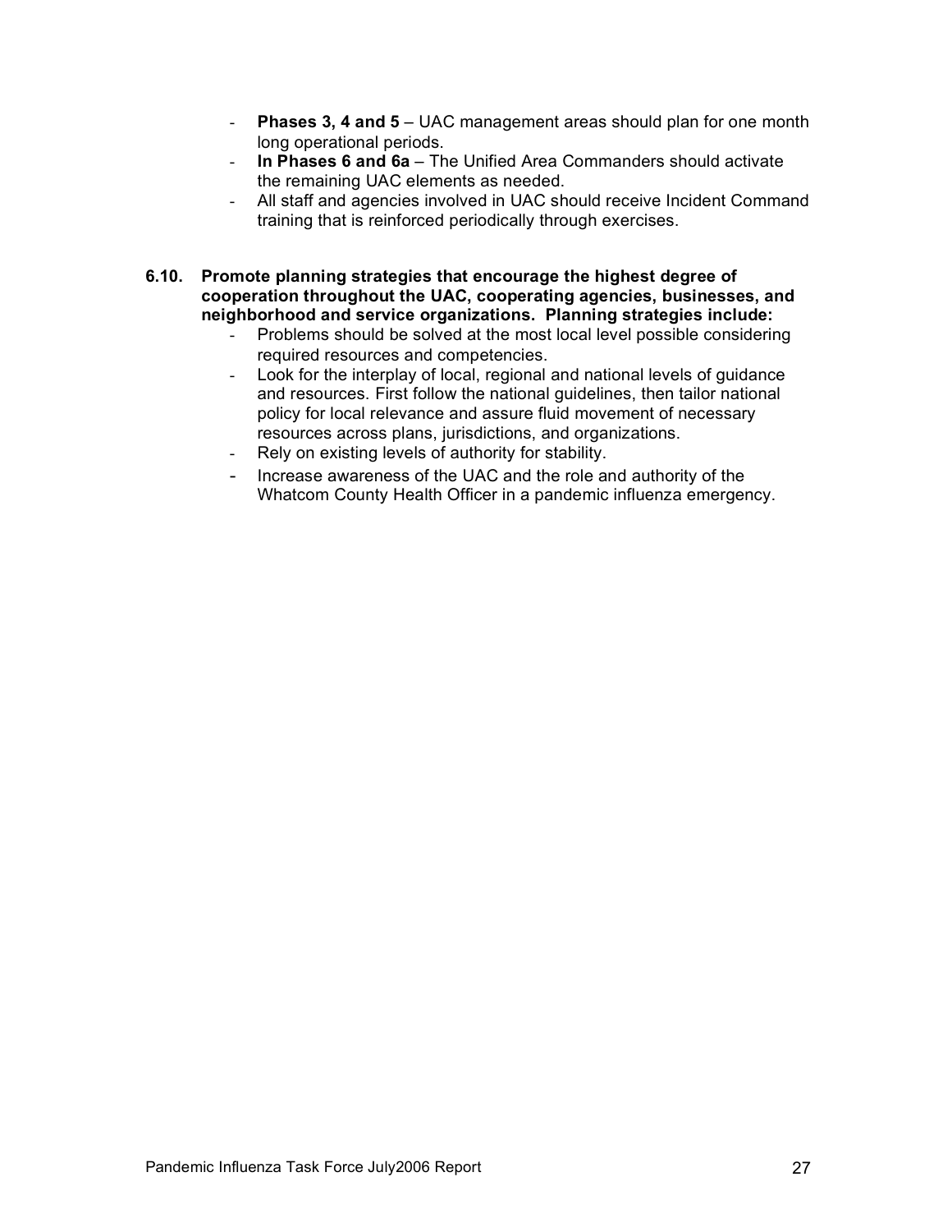- **Phases 3, 4 and 5** – UAC management areas should plan for one month long operational periods.
- **In Phases 6 and 6a** – The Unified Area Commanders should activate the remaining UAC elements as needed.
- All staff and agencies involved in UAC should receive Incident Command training that is reinforced periodically through exercises.

**6.10. Promote planning strategies that encourage the highest degree of cooperation throughout the UAC, cooperating agencies, businesses, and neighborhood and service organizations. Planning strategies include:**

- Problems should be solved at the most local level possible considering required resources and competencies.
- Look for the interplay of local, regional and national levels of guidance and resources. First follow the national guidelines, then tailor national policy for local relevance and assure fluid movement of necessary resources across plans, jurisdictions, and organizations.
- Rely on existing levels of authority for stability.
- Increase awareness of the UAC and the role and authority of the Whatcom County Health Officer in a pandemic influenza emergency.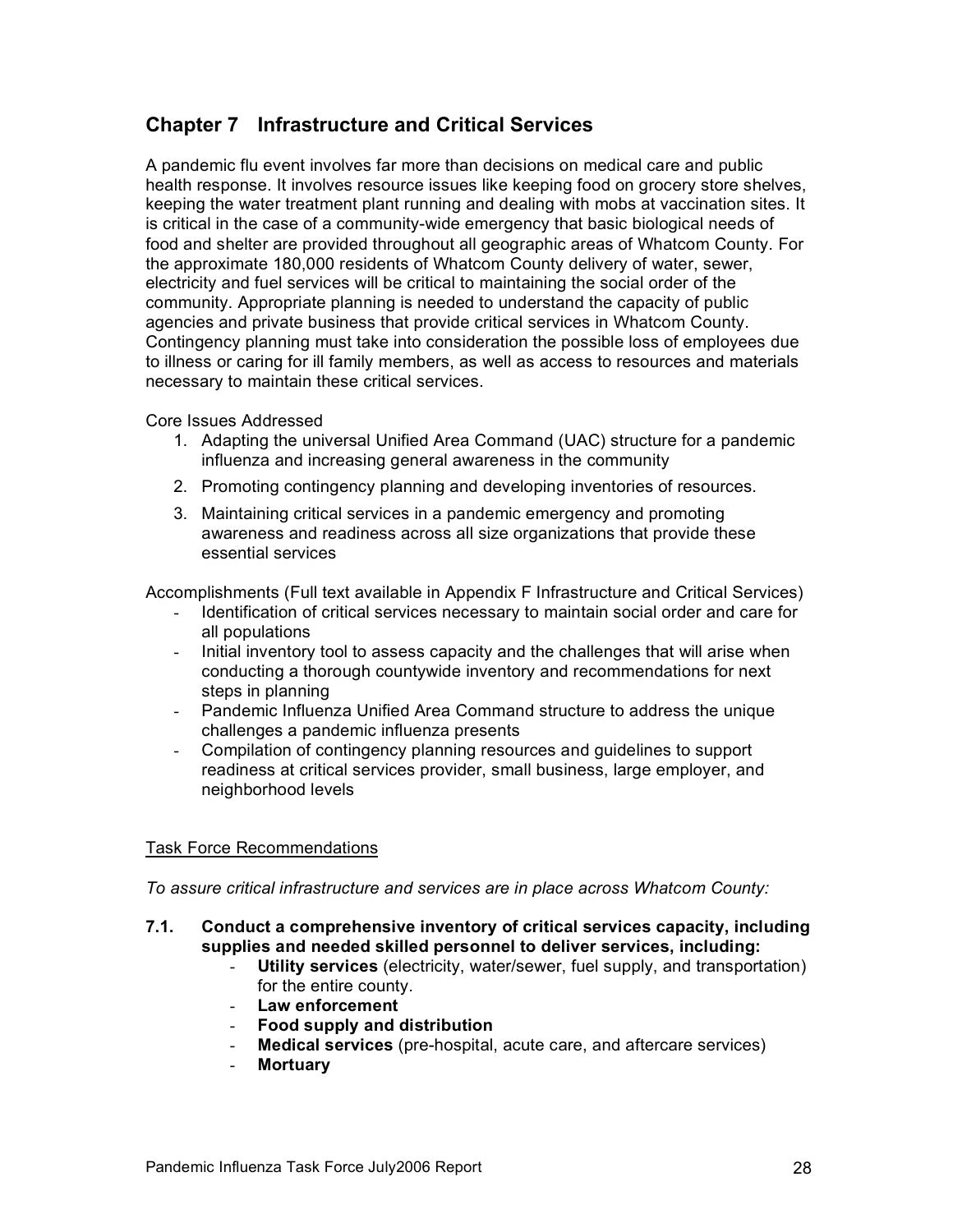## Chapter 7 Infrastructure and Critical Services

A pandemic flu event involves far more than decisions on medical care and public health response. It involves resource issues like keeping food on grocery store shelves, keeping the water treatment plant running and dealing with mobs at vaccination sites. It is critical in the case of a community-wide emergency that basic biological needs of food and shelter are provided throughout all geographic areas of Whatcom County. For the approximate 180,000 residents of Whatcom County delivery of water, sewer, electricity and fuel services will be critical to maintaining the social order of the community. Appropriate planning is needed to understand the capacity of public agencies and private business that provide critical services in Whatcom County. Contingency planning must take into consideration the possible loss of employees due to illness or caring for ill family members, as well as access to resources and materials necessary to maintain these critical services.

Core Issues Addressed

1. Adapting the universal Unified Area Command (UAC) structure for a pandemic influenza and increasing general awareness in the community
2. Promoting contingency planning and developing inventories of resources.
3. Maintaining critical services in a pandemic emergency and promoting awareness and readiness across all size organizations that provide these essential services

Accomplishments (Full text available in Appendix F Infrastructure and Critical Services)

- Identification of critical services necessary to maintain social order and care for all populations
- Initial inventory tool to assess capacity and the challenges that will arise when conducting a thorough countywide inventory and recommendations for next steps in planning
- Pandemic Influenza Unified Area Command structure to address the unique challenges a pandemic influenza presents
- Compilation of contingency planning resources and guidelines to support readiness at critical services provider, small business, large employer, and neighborhood levels

<u>Task Force Recommendations</u>

*To assure critical infrastructure and services are in place across Whatcom County:*

**7.1. Conduct a comprehensive inventory of critical services capacity, including supplies and needed skilled personnel to deliver services, including:**

- **Utility services** (electricity, water/sewer, fuel supply, and transportation) for the entire county.
- **Law enforcement**
- **Food supply and distribution**
- **Medical services** (pre-hospital, acute care, and aftercare services)
- **Mortuary**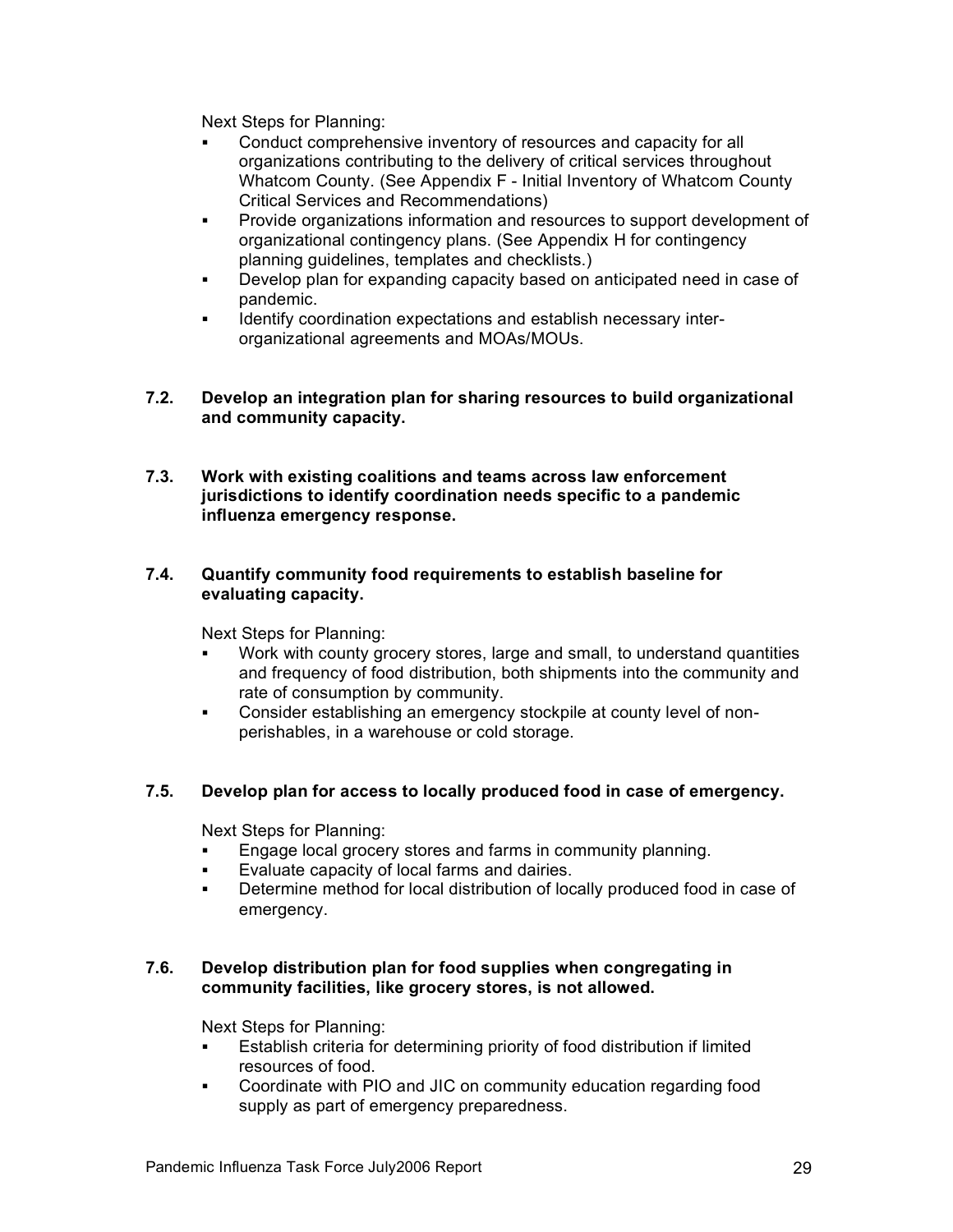Next Steps for Planning:

- Conduct comprehensive inventory of resources and capacity for all organizations contributing to the delivery of critical services throughout Whatcom County. (See Appendix F - Initial Inventory of Whatcom County Critical Services and Recommendations)
- Provide organizations information and resources to support development of organizational contingency plans. (See Appendix H for contingency planning guidelines, templates and checklists.)
- Develop plan for expanding capacity based on anticipated need in case of pandemic.
- Identify coordination expectations and establish necessary inter-organizational agreements and MOAs/MOUs.

**7.2. Develop an integration plan for sharing resources to build organizational and community capacity.**

**7.3. Work with existing coalitions and teams across law enforcement jurisdictions to identify coordination needs specific to a pandemic influenza emergency response.**

**7.4. Quantify community food requirements to establish baseline for evaluating capacity.**

Next Steps for Planning:

- Work with county grocery stores, large and small, to understand quantities and frequency of food distribution, both shipments into the community and rate of consumption by community.
- Consider establishing an emergency stockpile at county level of non-perishables, in a warehouse or cold storage.

**7.5. Develop plan for access to locally produced food in case of emergency.**

Next Steps for Planning:

- Engage local grocery stores and farms in community planning.
- Evaluate capacity of local farms and dairies.
- Determine method for local distribution of locally produced food in case of emergency.

**7.6. Develop distribution plan for food supplies when congregating in community facilities, like grocery stores, is not allowed.**

Next Steps for Planning:

- Establish criteria for determining priority of food distribution if limited resources of food.
- Coordinate with PIO and JIC on community education regarding food supply as part of emergency preparedness.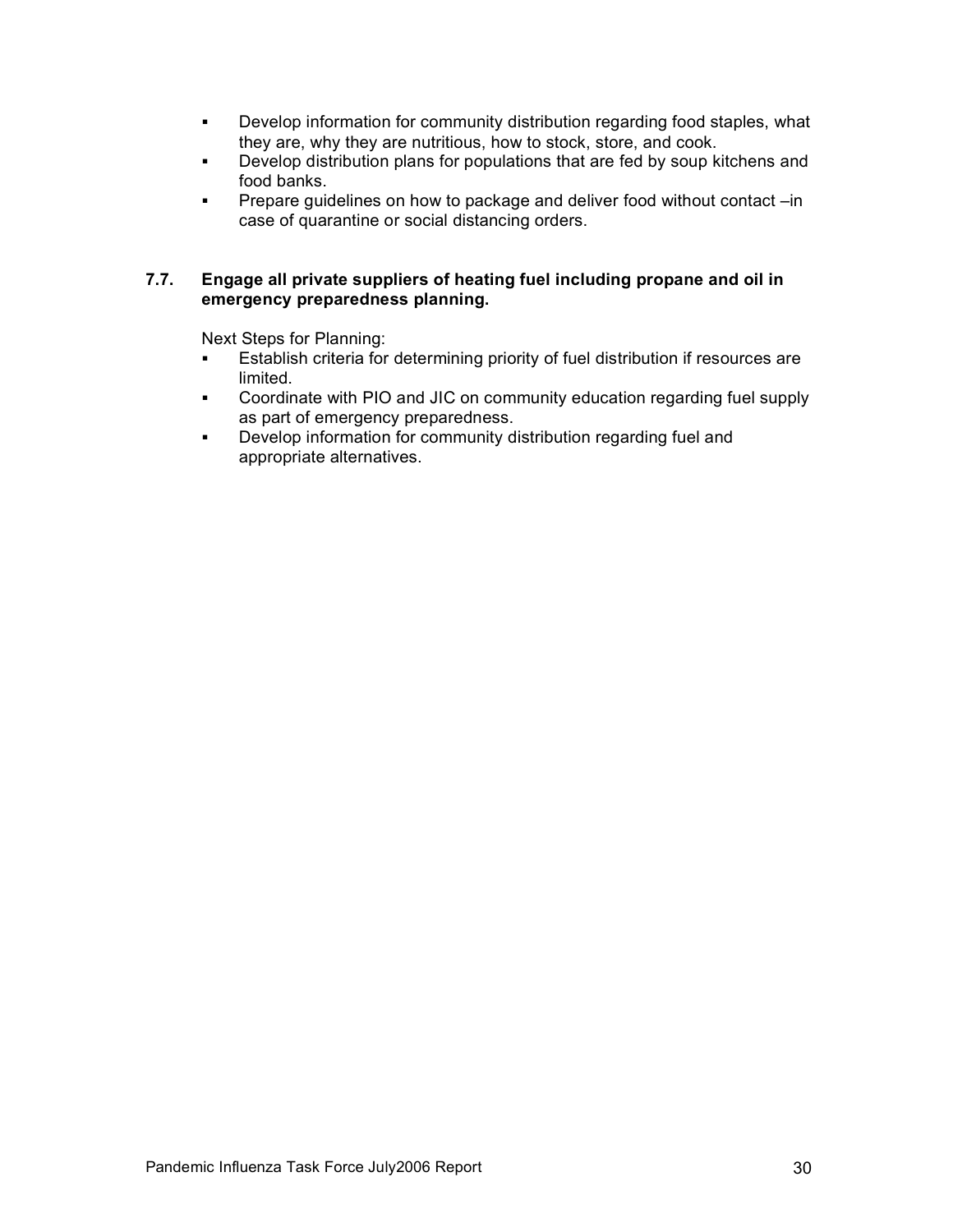- Develop information for community distribution regarding food staples, what they are, why they are nutritious, how to stock, store, and cook.
- Develop distribution plans for populations that are fed by soup kitchens and food banks.
- Prepare guidelines on how to package and deliver food without contact –in case of quarantine or social distancing orders.

### 7.7. Engage all private suppliers of heating fuel including propane and oil in emergency preparedness planning.

Next Steps for Planning:

- Establish criteria for determining priority of fuel distribution if resources are limited.
- Coordinate with PIO and JIC on community education regarding fuel supply as part of emergency preparedness.
- Develop information for community distribution regarding fuel and appropriate alternatives.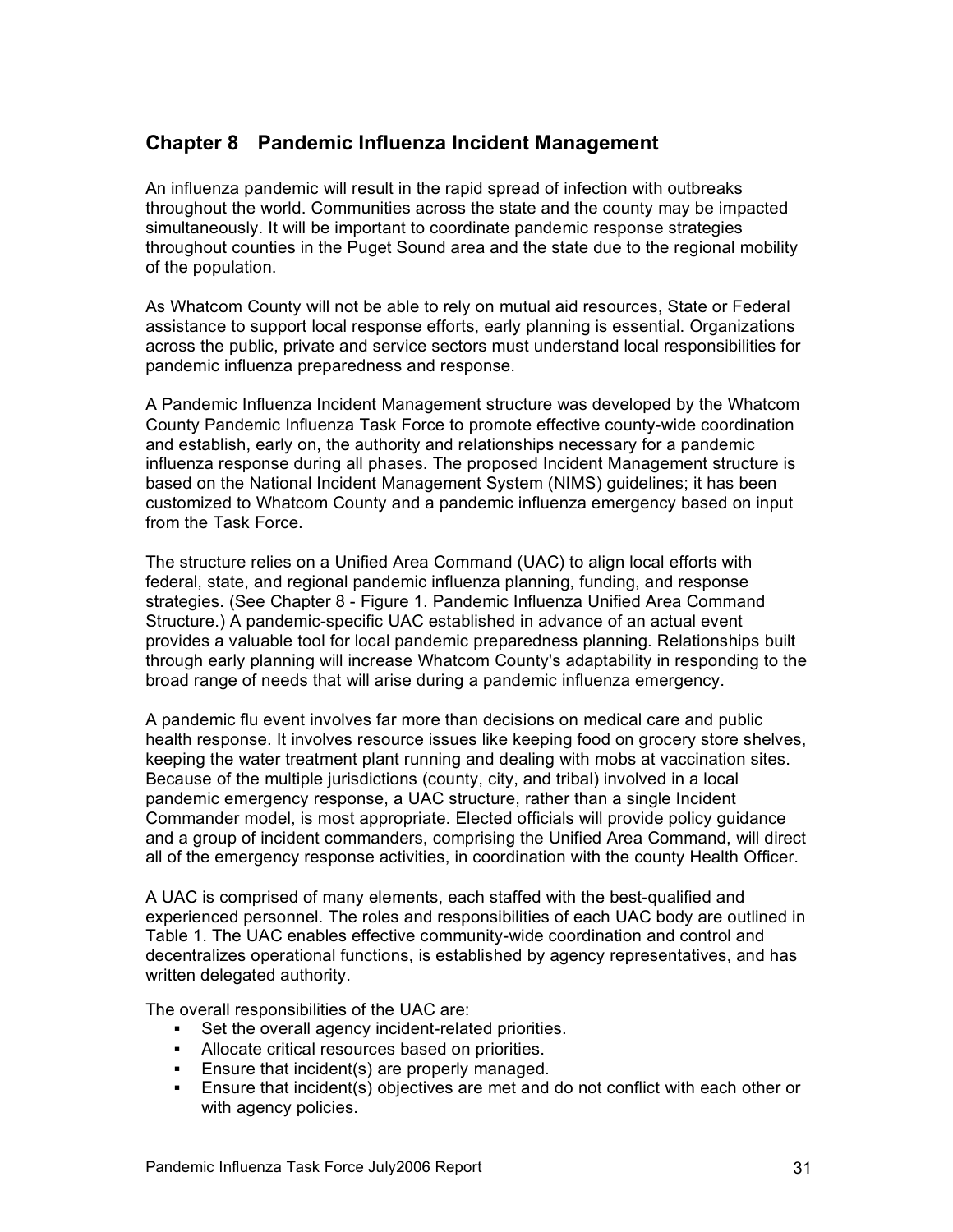## Chapter 8 Pandemic Influenza Incident Management

An influenza pandemic will result in the rapid spread of infection with outbreaks throughout the world. Communities across the state and the county may be impacted simultaneously. It will be important to coordinate pandemic response strategies throughout counties in the Puget Sound area and the state due to the regional mobility of the population.

As Whatcom County will not be able to rely on mutual aid resources, State or Federal assistance to support local response efforts, early planning is essential. Organizations across the public, private and service sectors must understand local responsibilities for pandemic influenza preparedness and response.

A Pandemic Influenza Incident Management structure was developed by the Whatcom County Pandemic Influenza Task Force to promote effective county-wide coordination and establish, early on, the authority and relationships necessary for a pandemic influenza response during all phases. The proposed Incident Management structure is based on the National Incident Management System (NIMS) guidelines; it has been customized to Whatcom County and a pandemic influenza emergency based on input from the Task Force.

The structure relies on a Unified Area Command (UAC) to align local efforts with federal, state, and regional pandemic influenza planning, funding, and response strategies. (See Chapter 8 - Figure 1. Pandemic Influenza Unified Area Command Structure.) A pandemic-specific UAC established in advance of an actual event provides a valuable tool for local pandemic preparedness planning. Relationships built through early planning will increase Whatcom County's adaptability in responding to the broad range of needs that will arise during a pandemic influenza emergency.

A pandemic flu event involves far more than decisions on medical care and public health response. It involves resource issues like keeping food on grocery store shelves, keeping the water treatment plant running and dealing with mobs at vaccination sites. Because of the multiple jurisdictions (county, city, and tribal) involved in a local pandemic emergency response, a UAC structure, rather than a single Incident Commander model, is most appropriate. Elected officials will provide policy guidance and a group of incident commanders, comprising the Unified Area Command, will direct all of the emergency response activities, in coordination with the county Health Officer.

A UAC is comprised of many elements, each staffed with the best-qualified and experienced personnel. The roles and responsibilities of each UAC body are outlined in Table 1. The UAC enables effective community-wide coordination and control and decentralizes operational functions, is established by agency representatives, and has written delegated authority.

The overall responsibilities of the UAC are:

- Set the overall agency incident-related priorities.
- Allocate critical resources based on priorities.
- Ensure that incident(s) are properly managed.
- Ensure that incident(s) objectives are met and do not conflict with each other or with agency policies.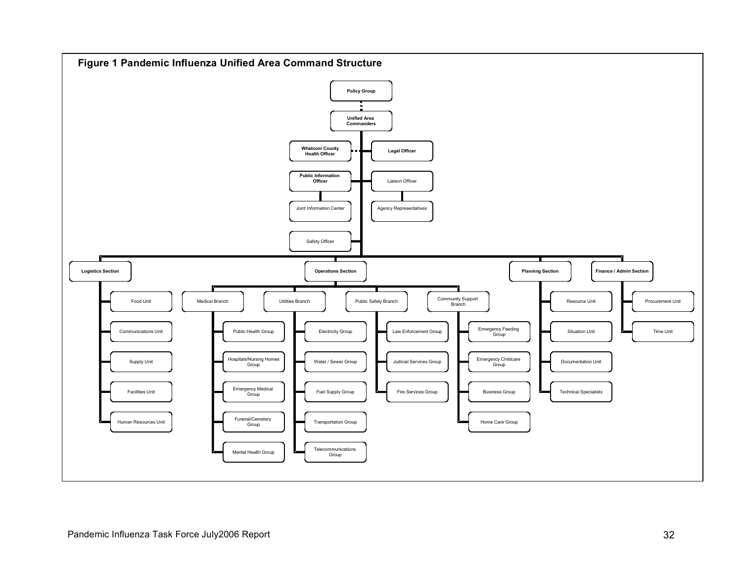## Figure 1 Pandemic Influenza Unified Area Command Structure

- **Policy Group**
  - **Unified Area Commanders**
    - **Whatcom County Health Officer**
    - **Legal Officer**
    - **Public Information Officer**
      - Joint Information Center
    - Liaison Officer
      - Agency Representatives
    - Safety Officer
    - **Logistics Section**
      - Food Unit
      - Communications Unit
      - Supply Unit
      - Facilities Unit
      - Human Resources Unit
    - **Operations Section**
      - Medical Branch
        - Public Health Group
        - Hospitals/Nursing Homes Group
        - Emergency Medical Group
        - Funeral/Cemetery Group
        - Mental Health Group
      - Utilities Branch
        - Electricity Group
        - Water / Sewer Group
        - Fuel Supply Group
        - Transportation Group
        - Telecommunications Group
      - Public Safety Branch
        - Law Enforcement Group
        - Judicial Services Group
        - Fire Services Group
      - Community Support Branch
        - Emergency Feeding Group
        - Emergency Childcare Group
        - Business Group
        - Home Care Group
    - **Planning Section**
      - Resource Unit
      - Situation Unit
      - Documentation Unit
      - Technical Specialists
    - **Finance / Admin Section**
      - Procurement Unit
      - Time Unit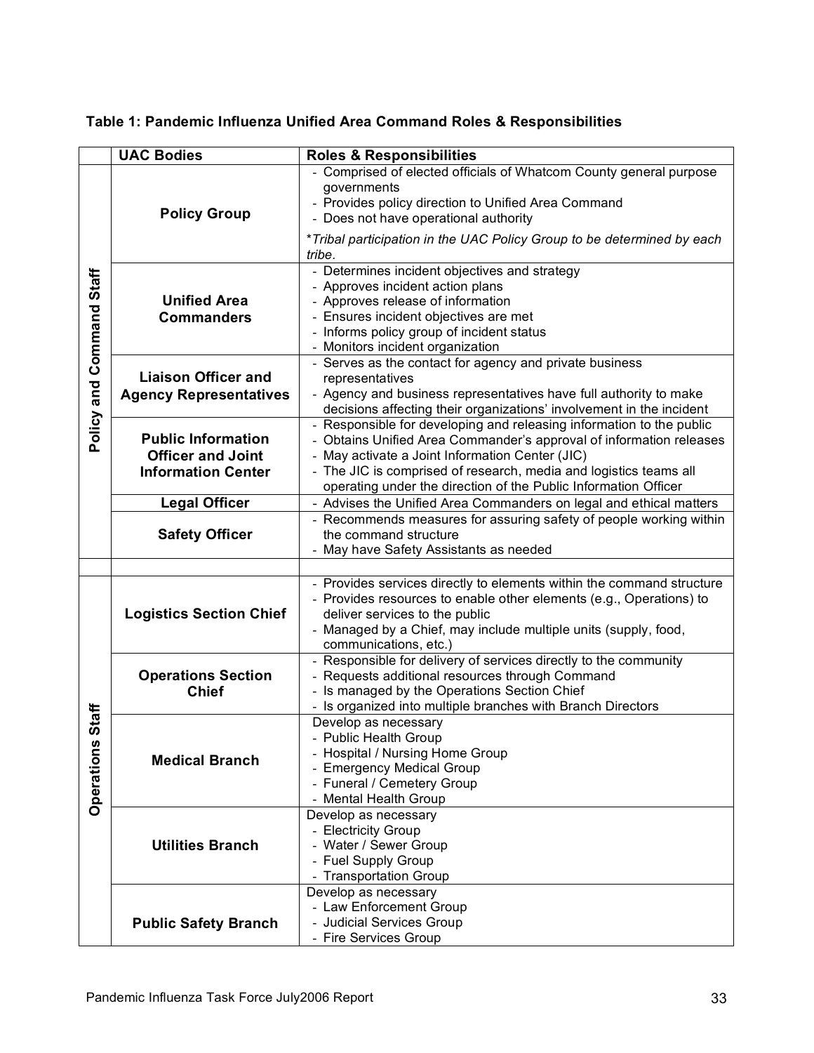**Table 1: Pandemic Influenza Unified Area Command Roles & Responsibilities**

| | UAC Bodies | Roles & Responsibilities |
|---|---|---|
| Policy and Command Staff | **Policy Group** | - Comprised of elected officials of Whatcom County general purpose governments<br>- Provides policy direction to Unified Area Command<br>- Does not have operational authority<br>*\*Tribal participation in the UAC Policy Group to be determined by each tribe.* |
| | **Unified Area Commanders** | - Determines incident objectives and strategy<br>- Approves incident action plans<br>- Approves release of information<br>- Ensures incident objectives are met<br>- Informs policy group of incident status<br>- Monitors incident organization |
| | **Liaison Officer and Agency Representatives** | - Serves as the contact for agency and private business representatives<br>- Agency and business representatives have full authority to make decisions affecting their organizations' involvement in the incident |
| | **Public Information Officer and Joint Information Center** | - Responsible for developing and releasing information to the public<br>- Obtains Unified Area Commander's approval of information releases<br>- May activate a Joint Information Center (JIC)<br>- The JIC is comprised of research, media and logistics teams all operating under the direction of the Public Information Officer |
| | **Legal Officer** | - Advises the Unified Area Commanders on legal and ethical matters |
| | **Safety Officer** | - Recommends measures for assuring safety of people working within the command structure<br>- May have Safety Assistants as needed |
| | | |
| Operations Staff | **Logistics Section Chief** | - Provides services directly to elements within the command structure<br>- Provides resources to enable other elements (e.g., Operations) to deliver services to the public<br>- Managed by a Chief, may include multiple units (supply, food, communications, etc.) |
| | **Operations Section Chief** | - Responsible for delivery of services directly to the community<br>- Requests additional resources through Command<br>- Is managed by the Operations Section Chief<br>- Is organized into multiple branches with Branch Directors |
| | **Medical Branch** | Develop as necessary<br>- Public Health Group<br>- Hospital / Nursing Home Group<br>- Emergency Medical Group<br>- Funeral / Cemetery Group<br>- Mental Health Group |
| | **Utilities Branch** | Develop as necessary<br>- Electricity Group<br>- Water / Sewer Group<br>- Fuel Supply Group<br>- Transportation Group |
| | **Public Safety Branch** | Develop as necessary<br>- Law Enforcement Group<br>- Judicial Services Group<br>- Fire Services Group |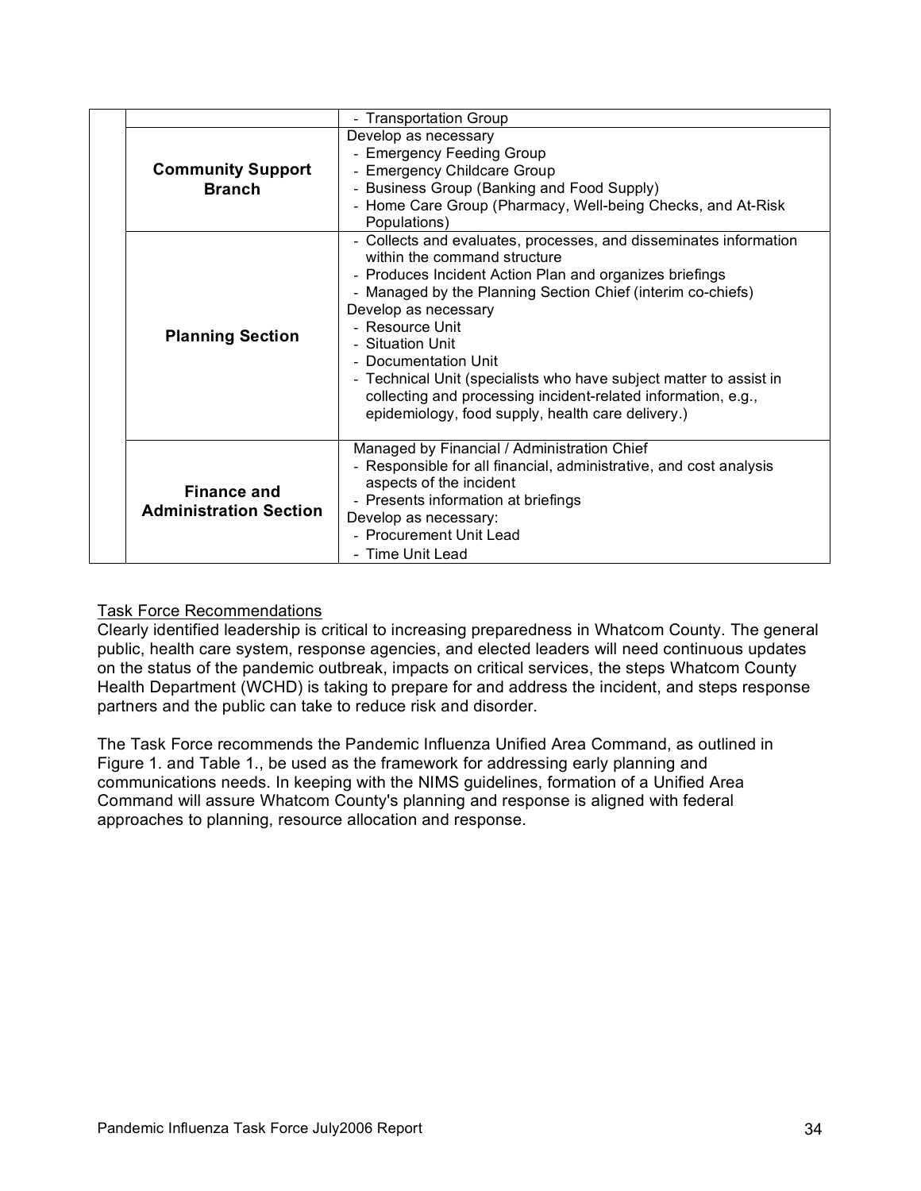| | | |
|---|---|---|
| | | - Transportation Group |
| | **Community Support Branch** | Develop as necessary<br>- Emergency Feeding Group<br>- Emergency Childcare Group<br>- Business Group (Banking and Food Supply)<br>- Home Care Group (Pharmacy, Well-being Checks, and At-Risk Populations) |
| | **Planning Section** | - Collects and evaluates, processes, and disseminates information within the command structure<br>- Produces Incident Action Plan and organizes briefings<br>- Managed by the Planning Section Chief (interim co-chiefs)<br>Develop as necessary<br>- Resource Unit<br>- Situation Unit<br>- Documentation Unit<br>- Technical Unit (specialists who have subject matter to assist in collecting and processing incident-related information, e.g., epidemiology, food supply, health care delivery.) |
| | **Finance and Administration Section** | Managed by Financial / Administration Chief<br>- Responsible for all financial, administrative, and cost analysis aspects of the incident<br>- Presents information at briefings<br>Develop as necessary:<br>- Procurement Unit Lead<br>- Time Unit Lead |

Task Force Recommendations

Clearly identified leadership is critical to increasing preparedness in Whatcom County. The general public, health care system, response agencies, and elected leaders will need continuous updates on the status of the pandemic outbreak, impacts on critical services, the steps Whatcom County Health Department (WCHD) is taking to prepare for and address the incident, and steps response partners and the public can take to reduce risk and disorder.

The Task Force recommends the Pandemic Influenza Unified Area Command, as outlined in Figure 1. and Table 1., be used as the framework for addressing early planning and communications needs. In keeping with the NIMS guidelines, formation of a Unified Area Command will assure Whatcom County's planning and response is aligned with federal approaches to planning, resource allocation and response.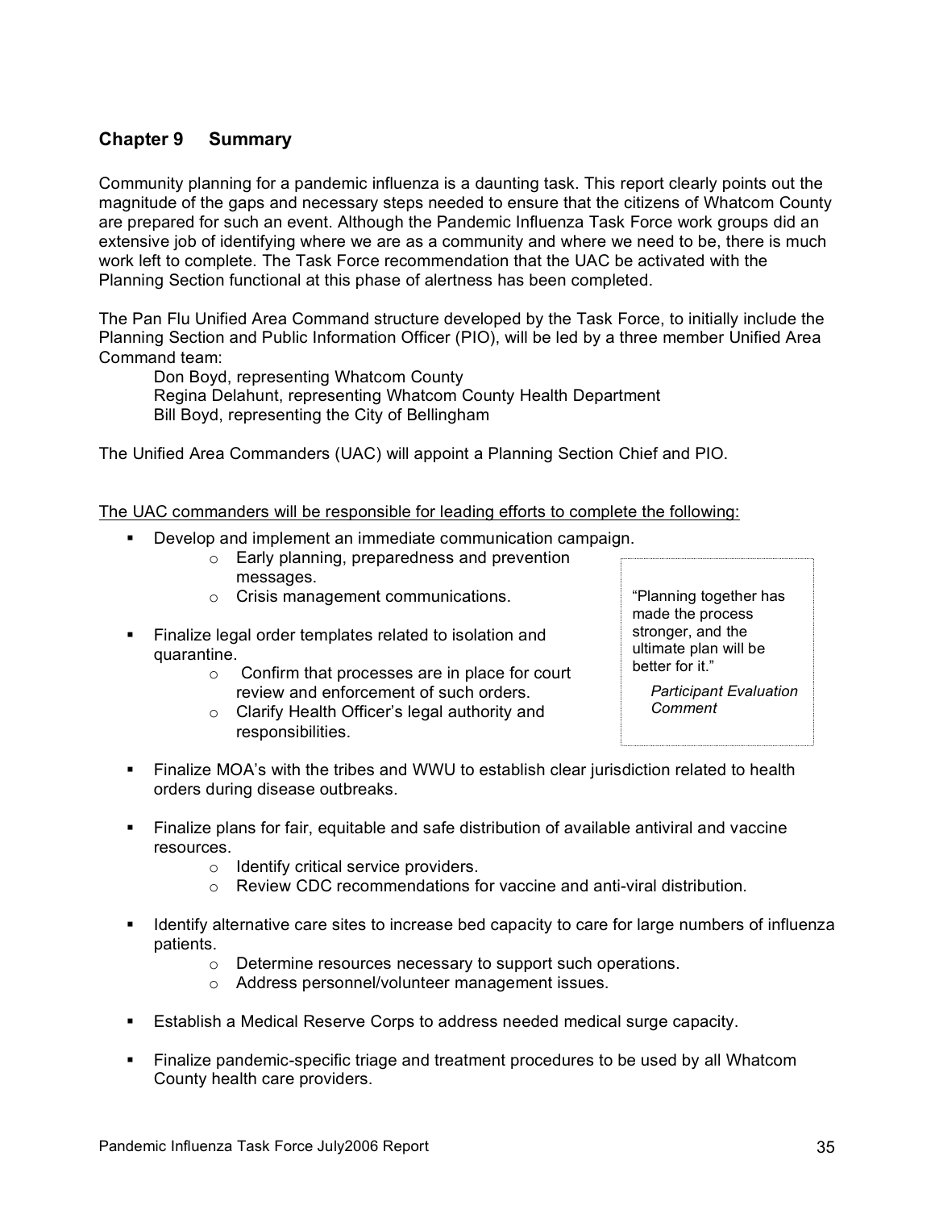## Chapter 9 Summary

Community planning for a pandemic influenza is a daunting task. This report clearly points out the magnitude of the gaps and necessary steps needed to ensure that the citizens of Whatcom County are prepared for such an event. Although the Pandemic Influenza Task Force work groups did an extensive job of identifying where we are as a community and where we need to be, there is much work left to complete. The Task Force recommendation that the UAC be activated with the Planning Section functional at this phase of alertness has been completed.

The Pan Flu Unified Area Command structure developed by the Task Force, to initially include the Planning Section and Public Information Officer (PIO), will be led by a three member Unified Area Command team:

Don Boyd, representing Whatcom County
Regina Delahunt, representing Whatcom County Health Department
Bill Boyd, representing the City of Bellingham

The Unified Area Commanders (UAC) will appoint a Planning Section Chief and PIO.

> "Planning together has made the process stronger, and the ultimate plan will be better for it."
>
> *Participant Evaluation Comment*

The UAC commanders will be responsible for leading efforts to complete the following:

- Develop and implement an immediate communication campaign.
  - Early planning, preparedness and prevention messages.
  - Crisis management communications.
- Finalize legal order templates related to isolation and quarantine.
  - Confirm that processes are in place for court review and enforcement of such orders.
  - Clarify Health Officer's legal authority and responsibilities.
- Finalize MOA's with the tribes and WWU to establish clear jurisdiction related to health orders during disease outbreaks.
- Finalize plans for fair, equitable and safe distribution of available antiviral and vaccine resources.
  - Identify critical service providers.
  - Review CDC recommendations for vaccine and anti-viral distribution.
- Identify alternative care sites to increase bed capacity to care for large numbers of influenza patients.
  - Determine resources necessary to support such operations.
  - Address personnel/volunteer management issues.
- Establish a Medical Reserve Corps to address needed medical surge capacity.
- Finalize pandemic-specific triage and treatment procedures to be used by all Whatcom County health care providers.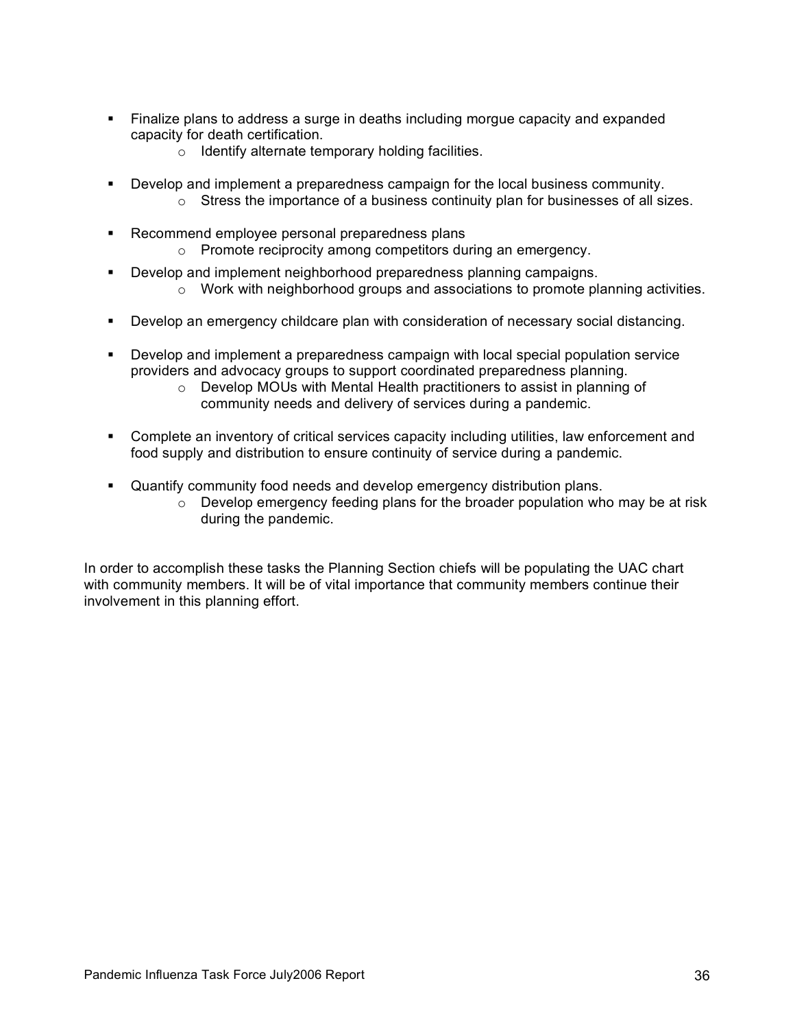- Finalize plans to address a surge in deaths including morgue capacity and expanded capacity for death certification.
  - Identify alternate temporary holding facilities.
- Develop and implement a preparedness campaign for the local business community.
  - Stress the importance of a business continuity plan for businesses of all sizes.
- Recommend employee personal preparedness plans
  - Promote reciprocity among competitors during an emergency.
- Develop and implement neighborhood preparedness planning campaigns.
  - Work with neighborhood groups and associations to promote planning activities.
- Develop an emergency childcare plan with consideration of necessary social distancing.
- Develop and implement a preparedness campaign with local special population service providers and advocacy groups to support coordinated preparedness planning.
  - Develop MOUs with Mental Health practitioners to assist in planning of community needs and delivery of services during a pandemic.
- Complete an inventory of critical services capacity including utilities, law enforcement and food supply and distribution to ensure continuity of service during a pandemic.
- Quantify community food needs and develop emergency distribution plans.
  - Develop emergency feeding plans for the broader population who may be at risk during the pandemic.

In order to accomplish these tasks the Planning Section chiefs will be populating the UAC chart with community members. It will be of vital importance that community members continue their involvement in this planning effort.